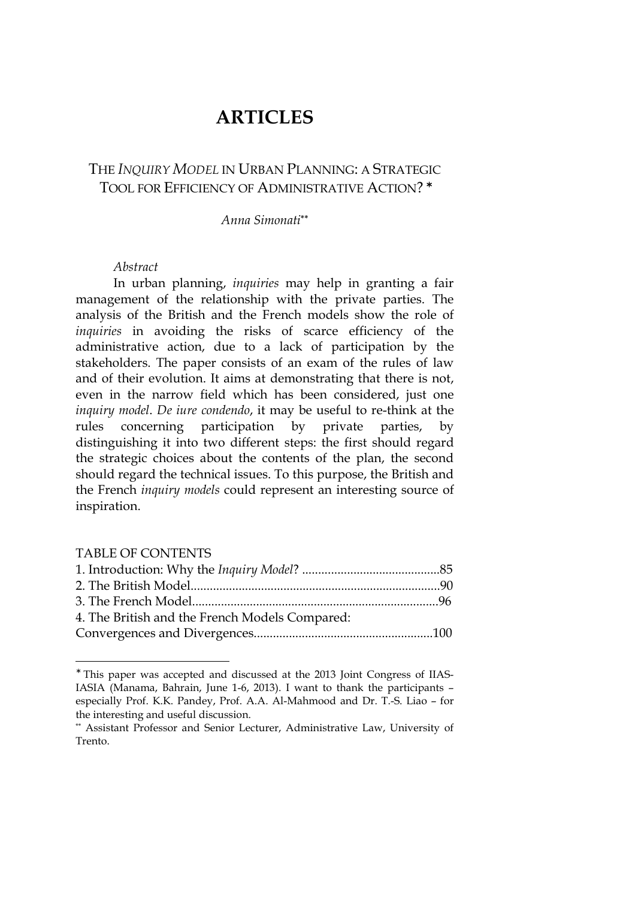# ARTICLES

## THE *INQUIRY MODEL* IN URBAN PLANNING: A STRATEGIC TOOL FOR EFFICIENCY OF ADMINISTRATIVE ACTION? *

*Anna Simonati*[**]

*Abstract*

In urban planning, *inquiries* may help in granting a fair management of the relationship with the private parties. The analysis of the British and the French models show the role of *inquiries* in avoiding the risks of scarce efficiency of the administrative action, due to a lack of participation by the stakeholders. The paper consists of an exam of the rules of law and of their evolution. It aims at demonstrating that there is not, even in the narrow field which has been considered, just one *inquiry model*. *De iure condendo*, it may be useful to re-think at the rules concerning participation by private parties, by distinguishing it into two different steps: the first should regard the strategic choices about the contents of the plan, the second should regard the technical issues. To this purpose, the British and the French *inquiry models* could represent an interesting source of inspiration.

TABLE OF CONTENTS

1. Introduction: Why the *Inquiry Model*? ..........................................85
2. The British Model.............................................................................90
3. The French Model............................................................................96
4. The British and the French Models Compared: Convergences and Divergences.......................................................100

---

* This paper was accepted and discussed at the 2013 Joint Congress of IIAS-IASIA (Manama, Bahrain, June 1-6, 2013). I want to thank the participants – especially Prof. K.K. Pandey, Prof. A.A. Al-Mahmood and Dr. T.-S. Liao – for the interesting and useful discussion.

** Assistant Professor and Senior Lecturer, Administrative Law, University of Trento.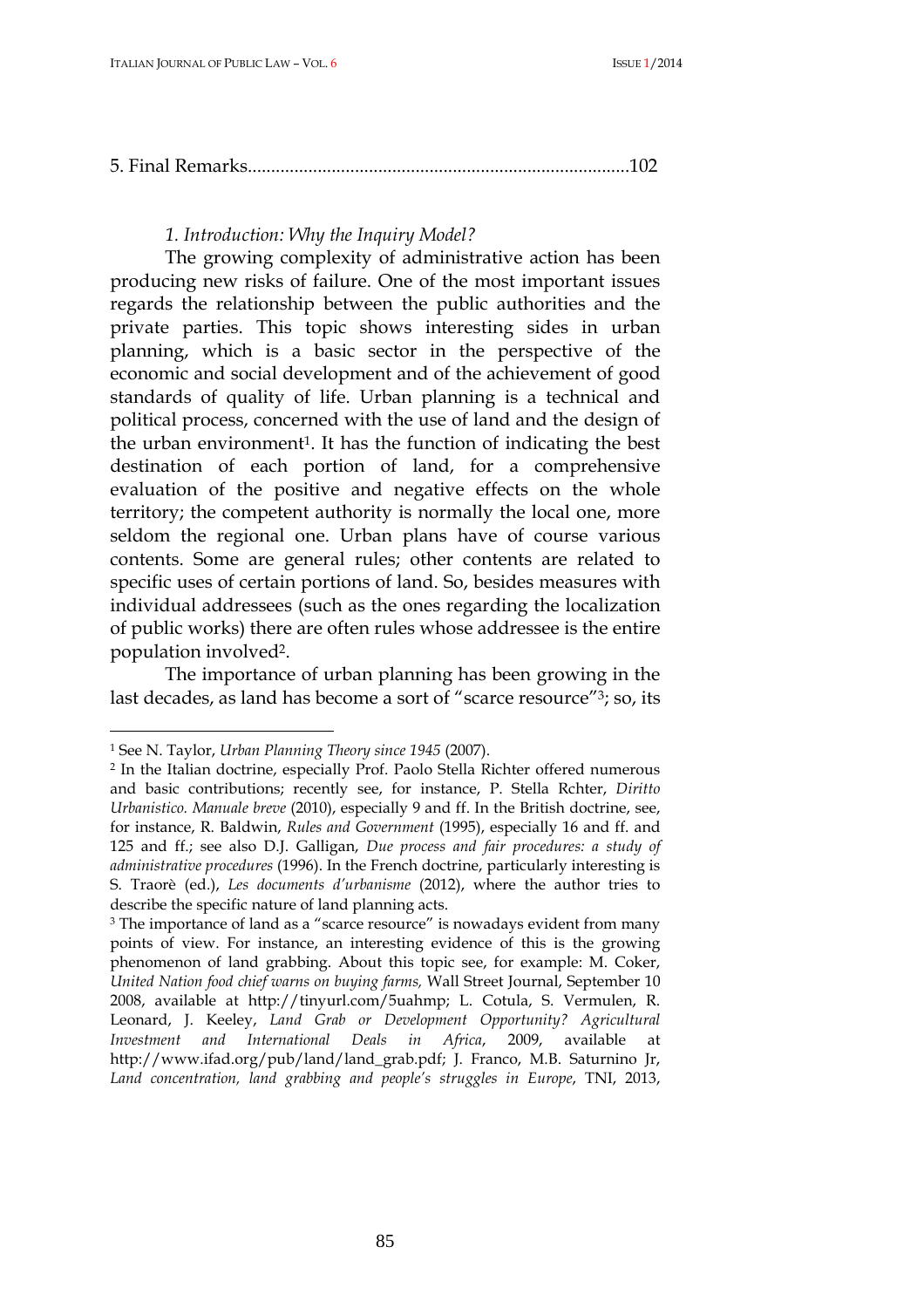5. Final Remarks..................................................................................102

### *1. Introduction: Why the Inquiry Model?*

The growing complexity of administrative action has been producing new risks of failure. One of the most important issues regards the relationship between the public authorities and the private parties. This topic shows interesting sides in urban planning, which is a basic sector in the perspective of the economic and social development and of the achievement of good standards of quality of life. Urban planning is a technical and political process, concerned with the use of land and the design of the urban environment[1]. It has the function of indicating the best destination of each portion of land, for a comprehensive evaluation of the positive and negative effects on the whole territory; the competent authority is normally the local one, more seldom the regional one. Urban plans have of course various contents. Some are general rules; other contents are related to specific uses of certain portions of land. So, besides measures with individual addressees (such as the ones regarding the localization of public works) there are often rules whose addressee is the entire population involved[2].

The importance of urban planning has been growing in the last decades, as land has become a sort of "scarce resource"[3]; so, its

---

[1] See N. Taylor, *Urban Planning Theory since 1945* (2007).

[2] In the Italian doctrine, especially Prof. Paolo Stella Richter offered numerous and basic contributions; recently see, for instance, P. Stella Rchter, *Diritto Urbanistico. Manuale breve* (2010), especially 9 and ff. In the British doctrine, see, for instance, R. Baldwin, *Rules and Government* (1995), especially 16 and ff. and 125 and ff.; see also D.J. Galligan, *Due process and fair procedures: a study of administrative procedures* (1996). In the French doctrine, particularly interesting is S. Traorè (ed.), *Les documents d'urbanisme* (2012), where the author tries to describe the specific nature of land planning acts.

[3] The importance of land as a "scarce resource" is nowadays evident from many points of view. For instance, an interesting evidence of this is the growing phenomenon of land grabbing. About this topic see, for example: M. Coker, *United Nation food chief warns on buying farms,* Wall Street Journal, September 10 2008, available at http://tinyurl.com/5uahmp; L. Cotula, S. Vermulen, R. Leonard, J. Keeley, *Land Grab or Development Opportunity? Agricultural Investment and International Deals in Africa*, 2009, available at http://www.ifad.org/pub/land/land_grab.pdf; J. Franco, M.B. Saturnino Jr, *Land concentration, land grabbing and people's struggles in Europe*, TNI, 2013,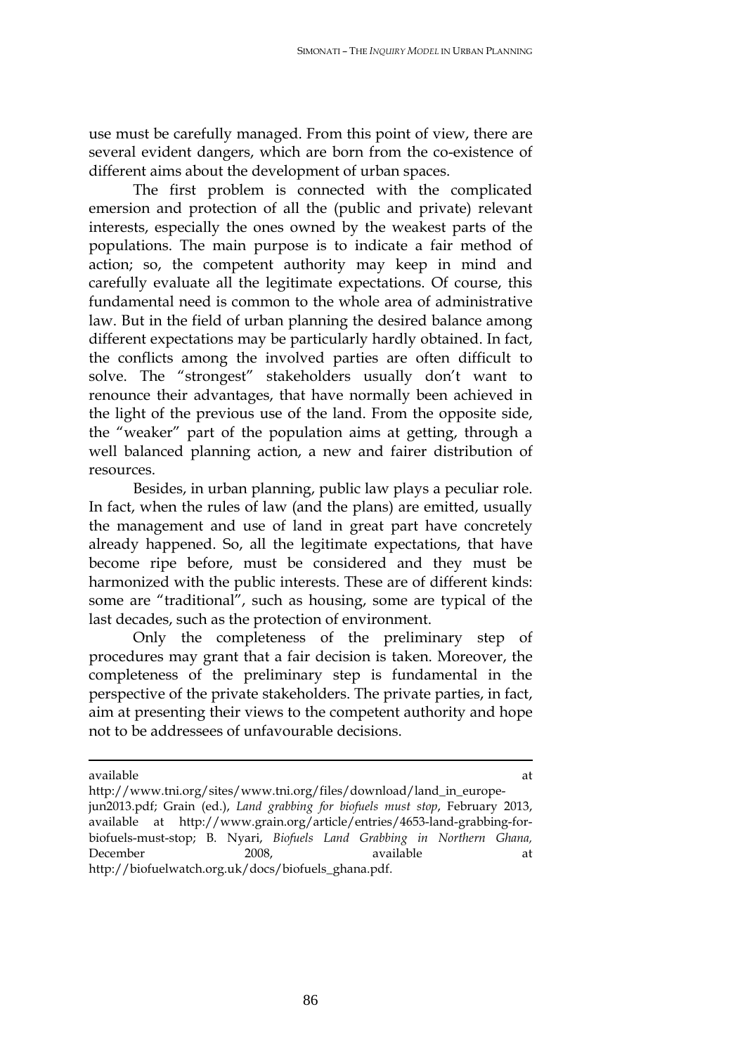use must be carefully managed. From this point of view, there are several evident dangers, which are born from the co-existence of different aims about the development of urban spaces.

The first problem is connected with the complicated emersion and protection of all the (public and private) relevant interests, especially the ones owned by the weakest parts of the populations. The main purpose is to indicate a fair method of action; so, the competent authority may keep in mind and carefully evaluate all the legitimate expectations. Of course, this fundamental need is common to the whole area of administrative law. But in the field of urban planning the desired balance among different expectations may be particularly hardly obtained. In fact, the conflicts among the involved parties are often difficult to solve. The "strongest" stakeholders usually don't want to renounce their advantages, that have normally been achieved in the light of the previous use of the land. From the opposite side, the "weaker" part of the population aims at getting, through a well balanced planning action, a new and fairer distribution of resources.

Besides, in urban planning, public law plays a peculiar role. In fact, when the rules of law (and the plans) are emitted, usually the management and use of land in great part have concretely already happened. So, all the legitimate expectations, that have become ripe before, must be considered and they must be harmonized with the public interests. These are of different kinds: some are "traditional", such as housing, some are typical of the last decades, such as the protection of environment.

Only the completeness of the preliminary step of procedures may grant that a fair decision is taken. Moreover, the completeness of the preliminary step is fundamental in the perspective of the private stakeholders. The private parties, in fact, aim at presenting their views to the competent authority and hope not to be addressees of unfavourable decisions.

---

available at http://www.tni.org/sites/www.tni.org/files/download/land_in_europe-jun2013.pdf; Grain (ed.), *Land grabbing for biofuels must stop*, February 2013, available at http://www.grain.org/article/entries/4653-land-grabbing-for-biofuels-must-stop; B. Nyari, *Biofuels Land Grabbing in Northern Ghana,* December 2008, available at http://biofuelwatch.org.uk/docs/biofuels_ghana.pdf.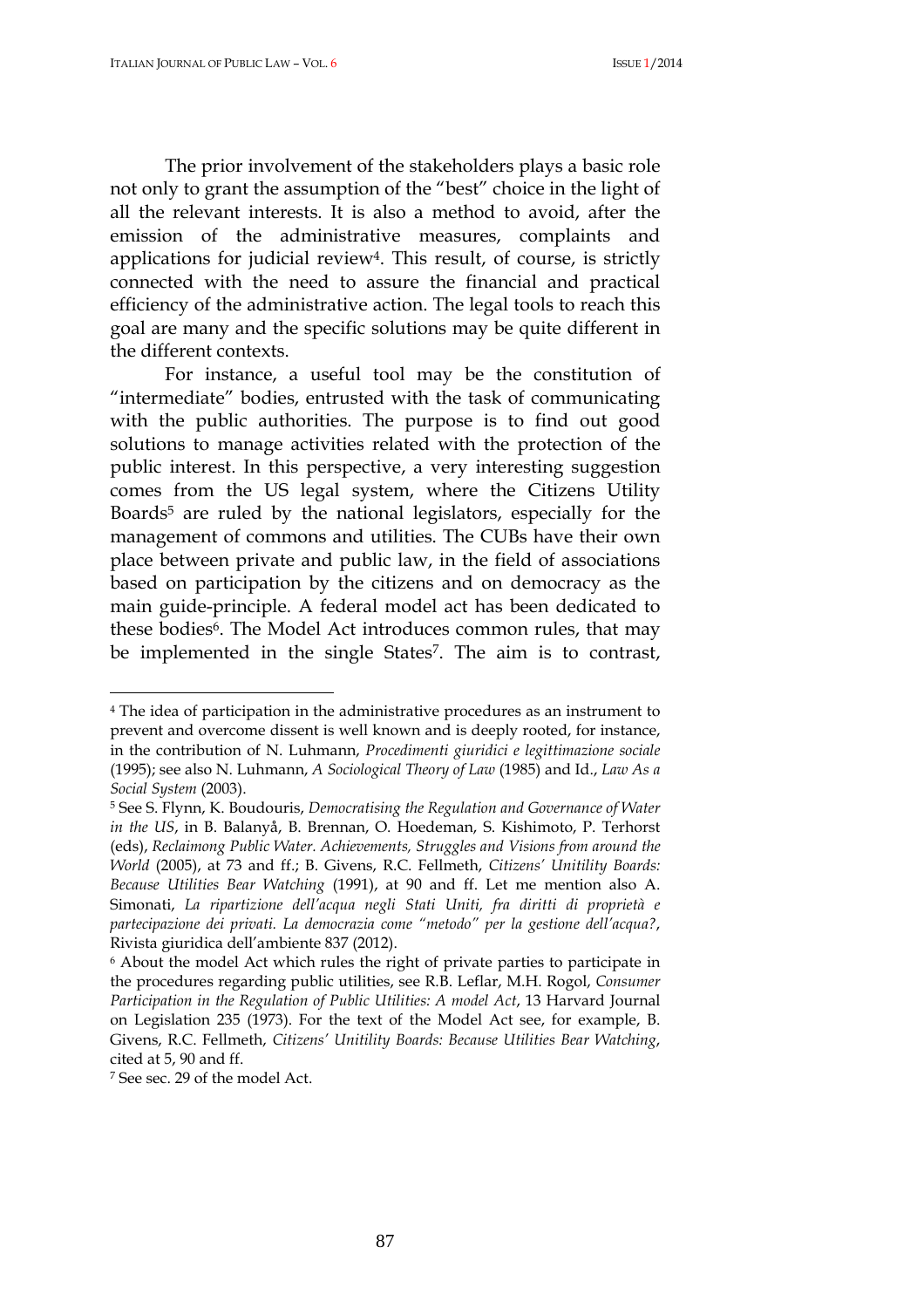The prior involvement of the stakeholders plays a basic role not only to grant the assumption of the "best" choice in the light of all the relevant interests. It is also a method to avoid, after the emission of the administrative measures, complaints and applications for judicial review[4]. This result, of course, is strictly connected with the need to assure the financial and practical efficiency of the administrative action. The legal tools to reach this goal are many and the specific solutions may be quite different in the different contexts.

For instance, a useful tool may be the constitution of "intermediate" bodies, entrusted with the task of communicating with the public authorities. The purpose is to find out good solutions to manage activities related with the protection of the public interest. In this perspective, a very interesting suggestion comes from the US legal system, where the Citizens Utility Boards[5] are ruled by the national legislators, especially for the management of commons and utilities. The CUBs have their own place between private and public law, in the field of associations based on participation by the citizens and on democracy as the main guide-principle. A federal model act has been dedicated to these bodies[6]. The Model Act introduces common rules, that may be implemented in the single States[7]. The aim is to contrast,

---

[4] The idea of participation in the administrative procedures as an instrument to prevent and overcome dissent is well known and is deeply rooted, for instance, in the contribution of N. Luhmann, *Procedimenti giuridici e legittimazione sociale* (1995); see also N. Luhmann, *A Sociological Theory of Law* (1985) and Id., *Law As a Social System* (2003).

[5] See S. Flynn, K. Boudouris, *Democratising the Regulation and Governance of Water in the US*, in B. Balanyå, B. Brennan, O. Hoedeman, S. Kishimoto, P. Terhorst (eds), *Reclaimong Public Water. Achievements, Struggles and Visions from around the World* (2005), at 73 and ff.; B. Givens, R.C. Fellmeth, *Citizens' Unitility Boards: Because Utilities Bear Watching* (1991), at 90 and ff. Let me mention also A. Simonati, *La ripartizione dell'acqua negli Stati Uniti, fra diritti di proprietà e partecipazione dei privati. La democrazia come "metodo" per la gestione dell'acqua?*, Rivista giuridica dell'ambiente 837 (2012).

[6] About the model Act which rules the right of private parties to participate in the procedures regarding public utilities, see R.B. Leflar, M.H. Rogol, *Consumer Participation in the Regulation of Public Utilities: A model Act*, 13 Harvard Journal on Legislation 235 (1973). For the text of the Model Act see, for example, B. Givens, R.C. Fellmeth, *Citizens' Unitility Boards: Because Utilities Bear Watching*, cited at 5, 90 and ff.

[7] See sec. 29 of the model Act.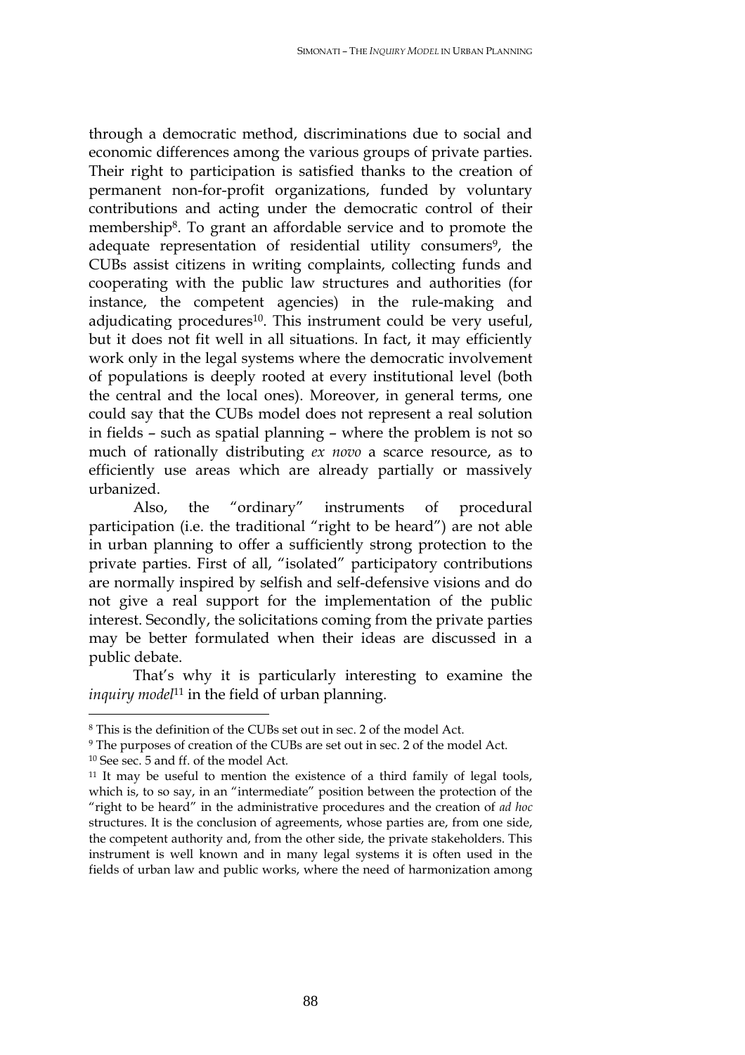through a democratic method, discriminations due to social and economic differences among the various groups of private parties. Their right to participation is satisfied thanks to the creation of permanent non-for-profit organizations, funded by voluntary contributions and acting under the democratic control of their membership[8]. To grant an affordable service and to promote the adequate representation of residential utility consumers[9], the CUBs assist citizens in writing complaints, collecting funds and cooperating with the public law structures and authorities (for instance, the competent agencies) in the rule-making and adjudicating procedures[10]. This instrument could be very useful, but it does not fit well in all situations. In fact, it may efficiently work only in the legal systems where the democratic involvement of populations is deeply rooted at every institutional level (both the central and the local ones). Moreover, in general terms, one could say that the CUBs model does not represent a real solution in fields – such as spatial planning – where the problem is not so much of rationally distributing *ex novo* a scarce resource, as to efficiently use areas which are already partially or massively urbanized.

Also, the "ordinary" instruments of procedural participation (i.e. the traditional "right to be heard") are not able in urban planning to offer a sufficiently strong protection to the private parties. First of all, "isolated" participatory contributions are normally inspired by selfish and self-defensive visions and do not give a real support for the implementation of the public interest. Secondly, the solicitations coming from the private parties may be better formulated when their ideas are discussed in a public debate.

That's why it is particularly interesting to examine the *inquiry model*[11] in the field of urban planning.

---

[8] This is the definition of the CUBs set out in sec. 2 of the model Act.

[9] The purposes of creation of the CUBs are set out in sec. 2 of the model Act.

[10] See sec. 5 and ff. of the model Act.

[11] It may be useful to mention the existence of a third family of legal tools, which is, to so say, in an "intermediate" position between the protection of the "right to be heard" in the administrative procedures and the creation of *ad hoc* structures. It is the conclusion of agreements, whose parties are, from one side, the competent authority and, from the other side, the private stakeholders. This instrument is well known and in many legal systems it is often used in the fields of urban law and public works, where the need of harmonization among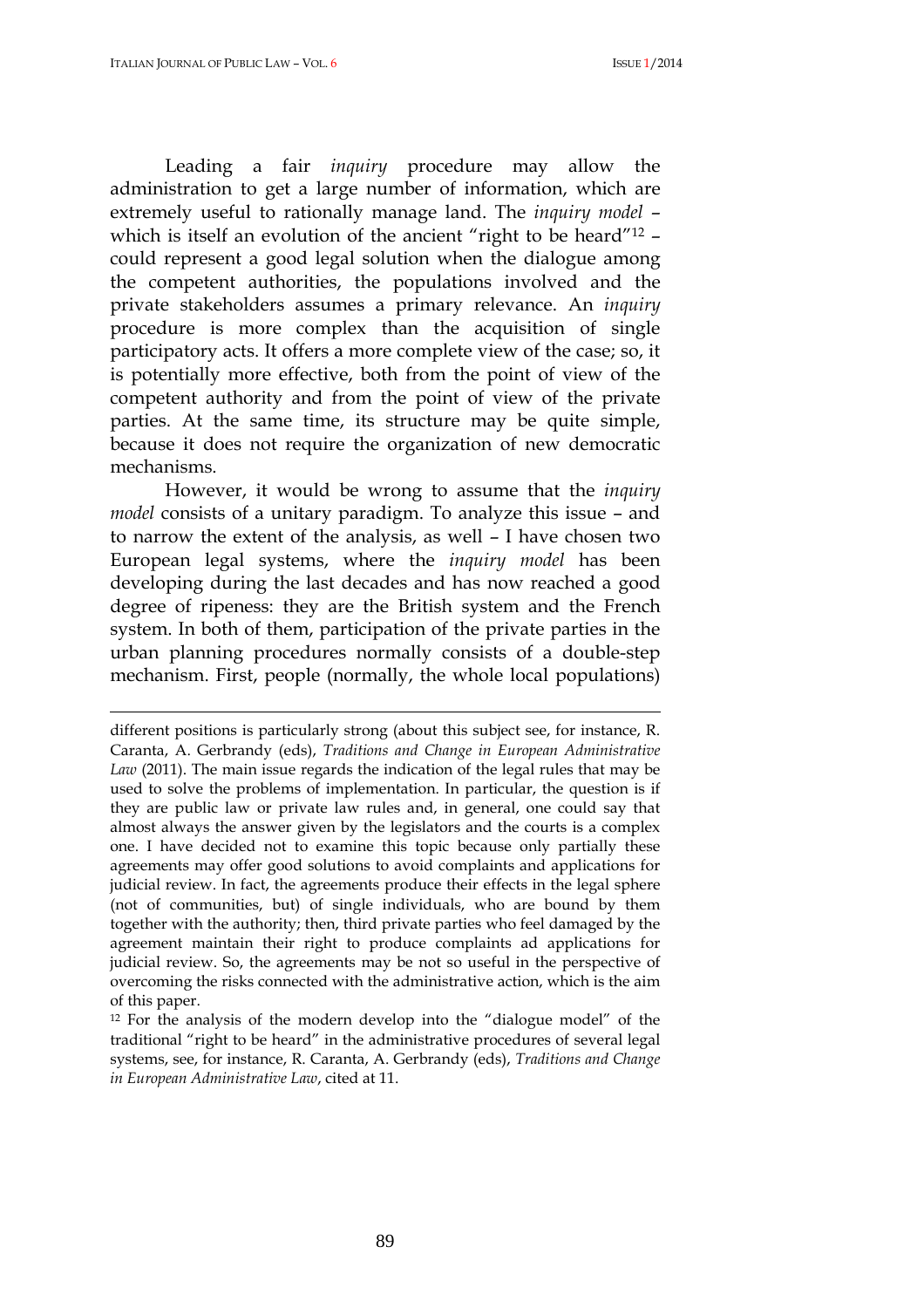Leading a fair *inquiry* procedure may allow the administration to get a large number of information, which are extremely useful to rationally manage land. The *inquiry model* – which is itself an evolution of the ancient "right to be heard"[12] – could represent a good legal solution when the dialogue among the competent authorities, the populations involved and the private stakeholders assumes a primary relevance. An *inquiry* procedure is more complex than the acquisition of single participatory acts. It offers a more complete view of the case; so, it is potentially more effective, both from the point of view of the competent authority and from the point of view of the private parties. At the same time, its structure may be quite simple, because it does not require the organization of new democratic mechanisms.

However, it would be wrong to assume that the *inquiry model* consists of a unitary paradigm. To analyze this issue – and to narrow the extent of the analysis, as well – I have chosen two European legal systems, where the *inquiry model* has been developing during the last decades and has now reached a good degree of ripeness: they are the British system and the French system. In both of them, participation of the private parties in the urban planning procedures normally consists of a double-step mechanism. First, people (normally, the whole local populations)

---

different positions is particularly strong (about this subject see, for instance, R. Caranta, A. Gerbrandy (eds), *Traditions and Change in European Administrative Law* (2011). The main issue regards the indication of the legal rules that may be used to solve the problems of implementation. In particular, the question is if they are public law or private law rules and, in general, one could say that almost always the answer given by the legislators and the courts is a complex one. I have decided not to examine this topic because only partially these agreements may offer good solutions to avoid complaints and applications for judicial review. In fact, the agreements produce their effects in the legal sphere (not of communities, but) of single individuals, who are bound by them together with the authority; then, third private parties who feel damaged by the agreement maintain their right to produce complaints ad applications for judicial review. So, the agreements may be not so useful in the perspective of overcoming the risks connected with the administrative action, which is the aim of this paper.

[12] For the analysis of the modern develop into the "dialogue model" of the traditional "right to be heard" in the administrative procedures of several legal systems, see, for instance, R. Caranta, A. Gerbrandy (eds), *Traditions and Change in European Administrative Law*, cited at 11.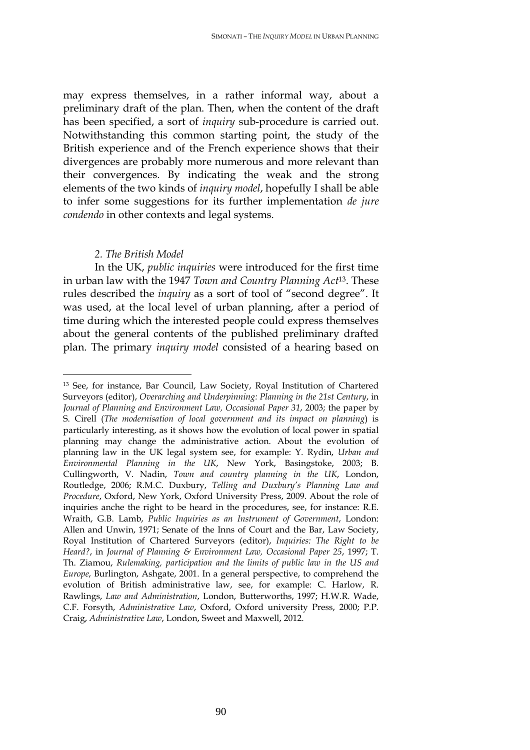may express themselves, in a rather informal way, about a preliminary draft of the plan. Then, when the content of the draft has been specified, a sort of *inquiry* sub-procedure is carried out. Notwithstanding this common starting point, the study of the British experience and of the French experience shows that their divergences are probably more numerous and more relevant than their convergences. By indicating the weak and the strong elements of the two kinds of *inquiry model*, hopefully I shall be able to infer some suggestions for its further implementation *de jure condendo* in other contexts and legal systems.

## *2. The British Model*

In the UK, *public inquiries* were introduced for the first time in urban law with the 1947 *Town and Country Planning Act*[13]. These rules described the *inquiry* as a sort of tool of "second degree". It was used, at the local level of urban planning, after a period of time during which the interested people could express themselves about the general contents of the published preliminary drafted plan. The primary *inquiry model* consisted of a hearing based on

---

[13] See, for instance, Bar Council, Law Society, Royal Institution of Chartered Surveyors (editor), *Overarching and Underpinning: Planning in the 21st Century*, in *Journal of Planning and Environment Law, Occasional Paper 31*, 2003; the paper by S. Cirell (*The modernisation of local government and its impact on planning*) is particularly interesting, as it shows how the evolution of local power in spatial planning may change the administrative action. About the evolution of planning law in the UK legal system see, for example: Y. Rydin, *Urban and Environmental Planning in the UK*, New York, Basingstoke, 2003; B. Cullingworth, V. Nadin, *Town and country planning in the UK*, London, Routledge, 2006; R.M.C. Duxbury, *Telling and Duxbury's Planning Law and Procedure*, Oxford, New York, Oxford University Press, 2009. About the role of inquiries anche the right to be heard in the procedures, see, for instance: R.E. Wraith, G.B. Lamb, *Public Inquiries as an Instrument of Government*, London: Allen and Unwin, 1971; Senate of the Inns of Court and the Bar, Law Society, Royal Institution of Chartered Surveyors (editor), *Inquiries: The Right to be Heard?*, in *Journal of Planning & Environment Law, Occasional Paper 25*, 1997; T. Th. Ziamou, *Rulemaking, participation and the limits of public law in the US and Europe*, Burlington, Ashgate, 2001. In a general perspective, to comprehend the evolution of British administrative law, see, for example: C. Harlow, R. Rawlings, *Law and Administration*, London, Butterworths, 1997; H.W.R. Wade, C.F. Forsyth, *Administrative Law*, Oxford, Oxford university Press, 2000; P.P. Craig, *Administrative Law*, London, Sweet and Maxwell, 2012.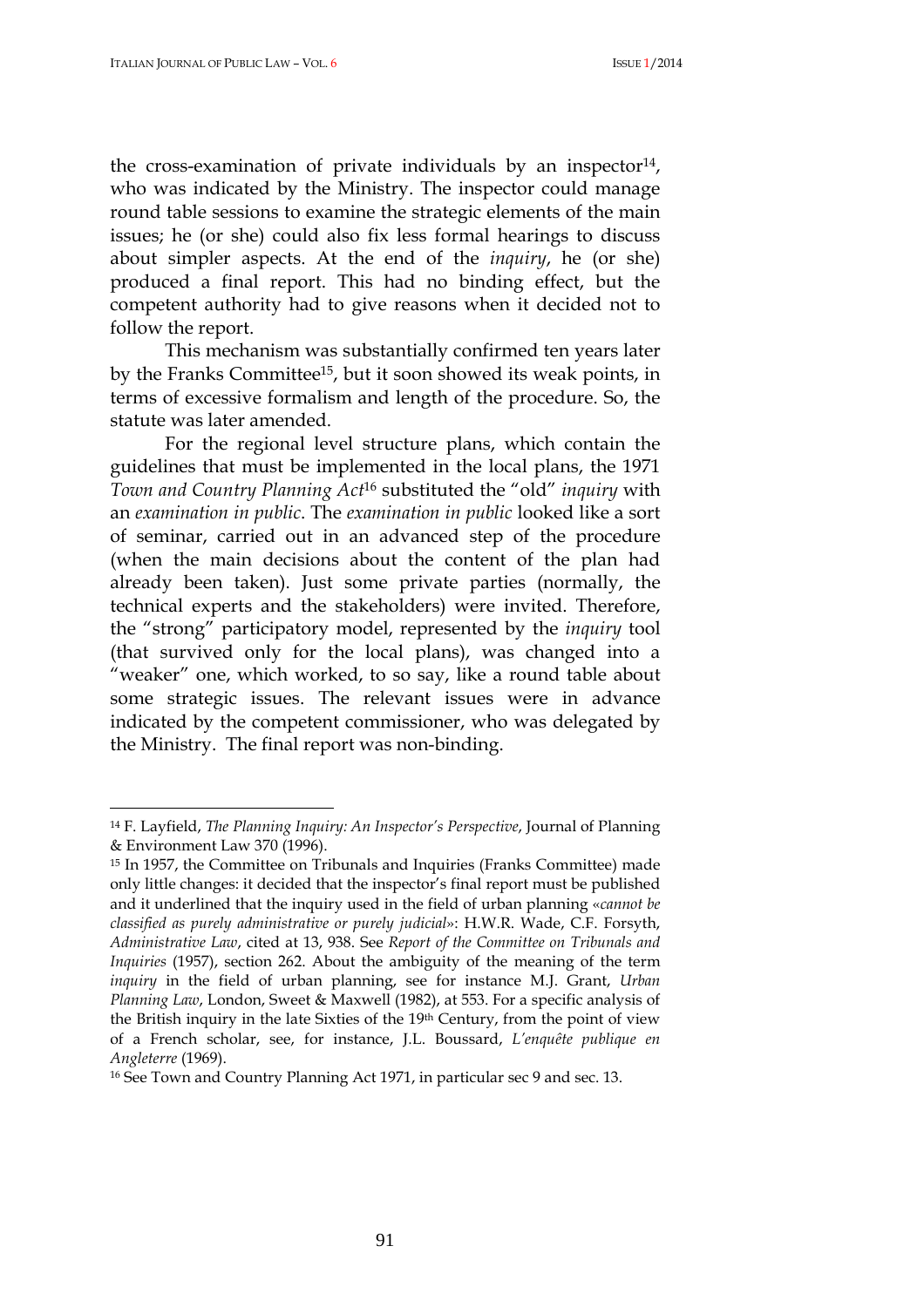the cross-examination of private individuals by an inspector[14], who was indicated by the Ministry. The inspector could manage round table sessions to examine the strategic elements of the main issues; he (or she) could also fix less formal hearings to discuss about simpler aspects. At the end of the *inquiry*, he (or she) produced a final report. This had no binding effect, but the competent authority had to give reasons when it decided not to follow the report.

This mechanism was substantially confirmed ten years later by the Franks Committee[15], but it soon showed its weak points, in terms of excessive formalism and length of the procedure. So, the statute was later amended.

For the regional level structure plans, which contain the guidelines that must be implemented in the local plans, the 1971 *Town and Country Planning Act*[16] substituted the "old" *inquiry* with an *examination in public*. The *examination in public* looked like a sort of seminar, carried out in an advanced step of the procedure (when the main decisions about the content of the plan had already been taken). Just some private parties (normally, the technical experts and the stakeholders) were invited. Therefore, the "strong" participatory model, represented by the *inquiry* tool (that survived only for the local plans), was changed into a "weaker" one, which worked, to so say, like a round table about some strategic issues. The relevant issues were in advance indicated by the competent commissioner, who was delegated by the Ministry. The final report was non-binding.

---

[14] F. Layfield, *The Planning Inquiry: An Inspector's Perspective*, Journal of Planning & Environment Law 370 (1996).

[15] In 1957, the Committee on Tribunals and Inquiries (Franks Committee) made only little changes: it decided that the inspector's final report must be published and it underlined that the inquiry used in the field of urban planning «*cannot be classified as purely administrative or purely judicial*»: H.W.R. Wade, C.F. Forsyth, *Administrative Law*, cited at 13, 938. See *Report of the Committee on Tribunals and Inquiries* (1957), section 262. About the ambiguity of the meaning of the term *inquiry* in the field of urban planning, see for instance M.J. Grant, *Urban Planning Law*, London, Sweet & Maxwell (1982), at 553. For a specific analysis of the British inquiry in the late Sixties of the 19th Century, from the point of view of a French scholar, see, for instance, J.L. Boussard, *L'enquête publique en Angleterre* (1969).

[16] See Town and Country Planning Act 1971, in particular sec 9 and sec. 13.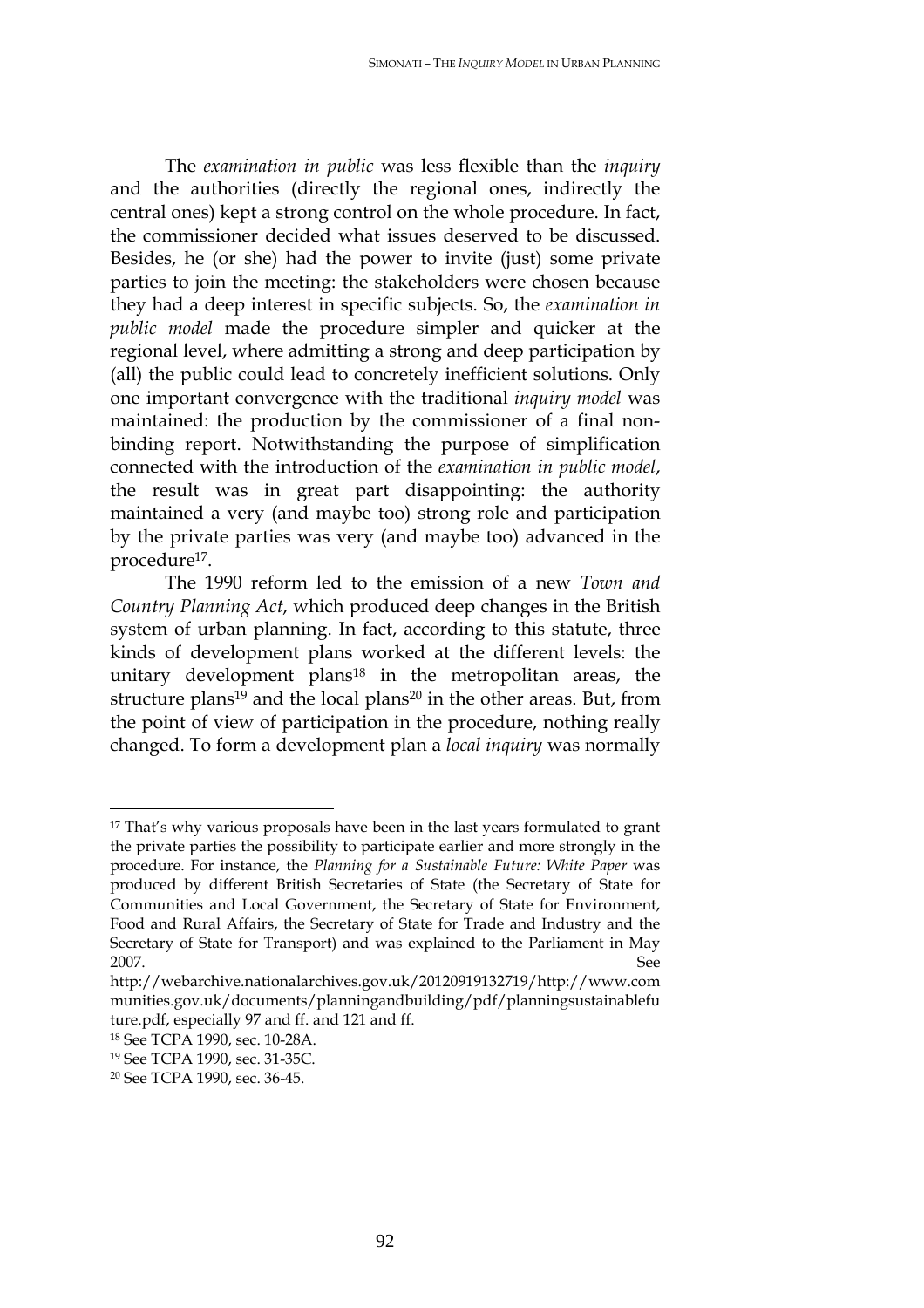The *examination in public* was less flexible than the *inquiry* and the authorities (directly the regional ones, indirectly the central ones) kept a strong control on the whole procedure. In fact, the commissioner decided what issues deserved to be discussed. Besides, he (or she) had the power to invite (just) some private parties to join the meeting: the stakeholders were chosen because they had a deep interest in specific subjects. So, the *examination in public model* made the procedure simpler and quicker at the regional level, where admitting a strong and deep participation by (all) the public could lead to concretely inefficient solutions. Only one important convergence with the traditional *inquiry model* was maintained: the production by the commissioner of a final non-binding report. Notwithstanding the purpose of simplification connected with the introduction of the *examination in public model*, the result was in great part disappointing: the authority maintained a very (and maybe too) strong role and participation by the private parties was very (and maybe too) advanced in the procedure[17].

The 1990 reform led to the emission of a new *Town and Country Planning Act*, which produced deep changes in the British system of urban planning. In fact, according to this statute, three kinds of development plans worked at the different levels: the unitary development plans[18] in the metropolitan areas, the structure plans[19] and the local plans[20] in the other areas. But, from the point of view of participation in the procedure, nothing really changed. To form a development plan a *local inquiry* was normally

---

[17] That's why various proposals have been in the last years formulated to grant the private parties the possibility to participate earlier and more strongly in the procedure. For instance, the *Planning for a Sustainable Future: White Paper* was produced by different British Secretaries of State (the Secretary of State for Communities and Local Government, the Secretary of State for Environment, Food and Rural Affairs, the Secretary of State for Trade and Industry and the Secretary of State for Transport) and was explained to the Parliament in May 2007. See http://webarchive.nationalarchives.gov.uk/20120919132719/http://www.communities.gov.uk/documents/planningandbuilding/pdf/planningsustainablefuture.pdf, especially 97 and ff. and 121 and ff.

[18] See TCPA 1990, sec. 10-28A.

[19] See TCPA 1990, sec. 31-35C.

[20] See TCPA 1990, sec. 36-45.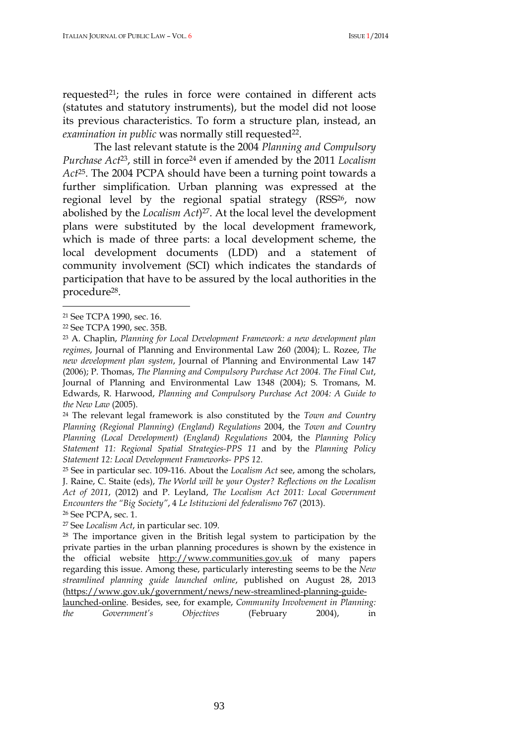requested[21]; the rules in force were contained in different acts (statutes and statutory instruments), but the model did not loose its previous characteristics. To form a structure plan, instead, an *examination in public* was normally still requested[22].

The last relevant statute is the 2004 *Planning and Compulsory Purchase Act*[23], still in force[24] even if amended by the 2011 *Localism Act*[25]. The 2004 PCPA should have been a turning point towards a further simplification. Urban planning was expressed at the regional level by the regional spatial strategy (RSS[26], now abolished by the *Localism Act*)[27]. At the local level the development plans were substituted by the local development framework, which is made of three parts: a local development scheme, the local development documents (LDD) and a statement of community involvement (SCI) which indicates the standards of participation that have to be assured by the local authorities in the procedure[28].

---

[21] See TCPA 1990, sec. 16.

[22] See TCPA 1990, sec. 35B.

[23] A. Chaplin, *Planning for Local Development Framework: a new development plan regimes*, Journal of Planning and Environmental Law 260 (2004); L. Rozee, *The new development plan system*, Journal of Planning and Environmental Law 147 (2006); P. Thomas, *The Planning and Compulsory Purchase Act 2004. The Final Cut*, Journal of Planning and Environmental Law 1348 (2004); S. Tromans, M. Edwards, R. Harwood, *Planning and Compulsory Purchase Act 2004: A Guide to the New Law* (2005).

[24] The relevant legal framework is also constituted by the *Town and Country Planning (Regional Planning) (England) Regulations* 2004, the *Town and Country Planning (Local Development) (England) Regulations* 2004, the *Planning Policy Statement 11: Regional Spatial Strategies-PPS 11* and by the *Planning Policy Statement 12: Local Development Frameworks- PPS 12*.

[25] See in particular sec. 109-116. About the *Localism Act* see, among the scholars, J. Raine, C. Staite (eds), *The World will be your Oyster? Reflections on the Localism Act of 2011*, (2012) and P. Leyland, *The Localism Act 2011: Local Government Encounters the "Big Society"*, 4 *Le Istituzioni del federalismo* 767 (2013).

[26] See PCPA, sec. 1.

[27] See *Localism Act*, in particular sec. 109.

[28] The importance given in the British legal system to participation by the private parties in the urban planning procedures is shown by the existence in the official website http://www.communities.gov.uk of many papers regarding this issue. Among these, particularly interesting seems to be the *New streamlined planning guide launched online*, published on August 28, 2013 (https://www.gov.uk/government/news/new-streamlined-planning-guide-launched-online. Besides, see, for example, *Community Involvement in Planning: the Government's Objectives* (February 2004), in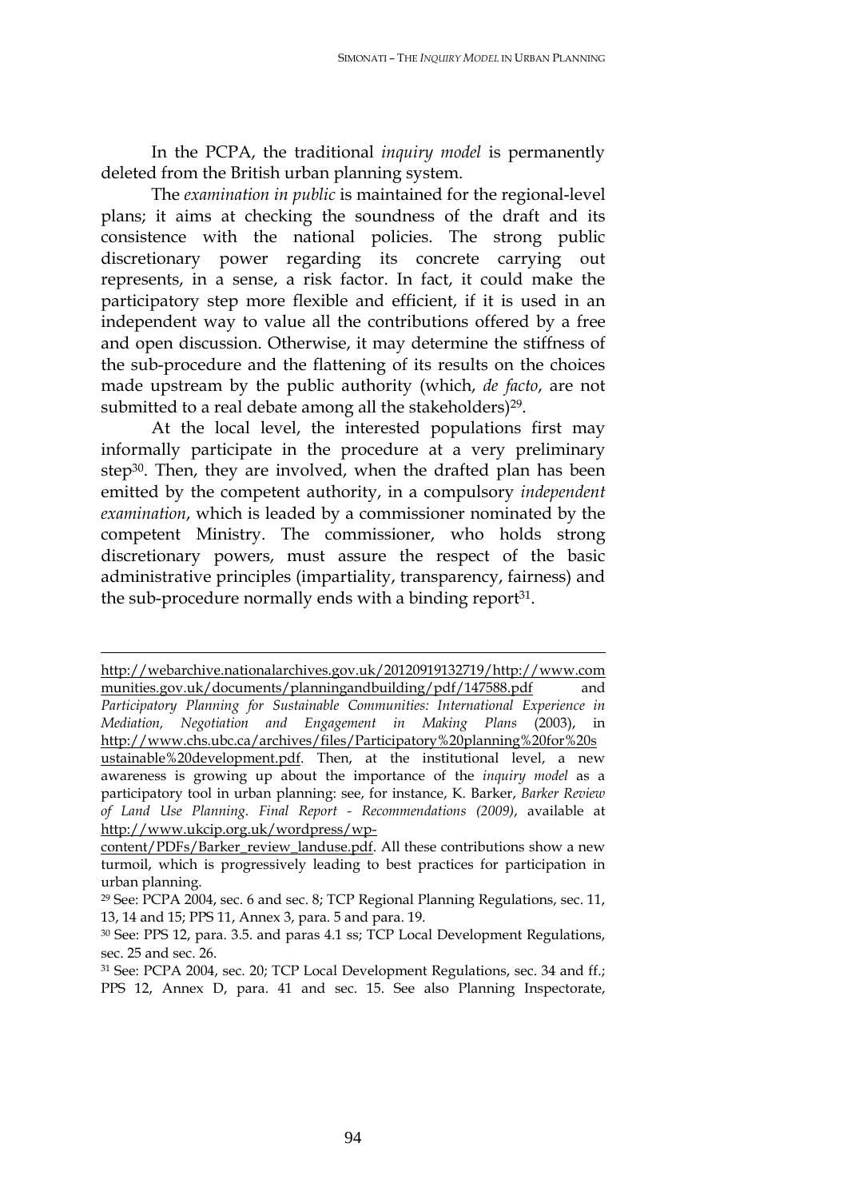In the PCPA, the traditional *inquiry model* is permanently deleted from the British urban planning system.

The *examination in public* is maintained for the regional-level plans; it aims at checking the soundness of the draft and its consistence with the national policies. The strong public discretionary power regarding its concrete carrying out represents, in a sense, a risk factor. In fact, it could make the participatory step more flexible and efficient, if it is used in an independent way to value all the contributions offered by a free and open discussion. Otherwise, it may determine the stiffness of the sub-procedure and the flattening of its results on the choices made upstream by the public authority (which, *de facto*, are not submitted to a real debate among all the stakeholders)[29].

At the local level, the interested populations first may informally participate in the procedure at a very preliminary step[30]. Then, they are involved, when the drafted plan has been emitted by the competent authority, in a compulsory *independent examination*, which is leaded by a commissioner nominated by the competent Ministry. The commissioner, who holds strong discretionary powers, must assure the respect of the basic administrative principles (impartiality, transparency, fairness) and the sub-procedure normally ends with a binding report[31].

---

http://webarchive.nationalarchives.gov.uk/20120919132719/http://www.communities.gov.uk/documents/planningandbuilding/pdf/147588.pdf and *Participatory Planning for Sustainable Communities: International Experience in Mediation, Negotiation and Engagement in Making Plans* (2003), in http://www.chs.ubc.ca/archives/files/Participatory%20planning%20for%20sustainable%20development.pdf. Then, at the institutional level, a new awareness is growing up about the importance of the *inquiry model* as a participatory tool in urban planning: see, for instance, K. Barker, *Barker Review of Land Use Planning. Final Report - Recommendations (2009)*, available at http://www.ukcip.org.uk/wordpress/wp-content/PDFs/Barker_review_landuse.pdf. All these contributions show a new turmoil, which is progressively leading to best practices for participation in urban planning.

[29] See: PCPA 2004, sec. 6 and sec. 8; TCP Regional Planning Regulations, sec. 11, 13, 14 and 15; PPS 11, Annex 3, para. 5 and para. 19.

[30] See: PPS 12, para. 3.5. and paras 4.1 ss; TCP Local Development Regulations, sec. 25 and sec. 26.

[31] See: PCPA 2004, sec. 20; TCP Local Development Regulations, sec. 34 and ff.; PPS 12, Annex D, para. 41 and sec. 15. See also Planning Inspectorate,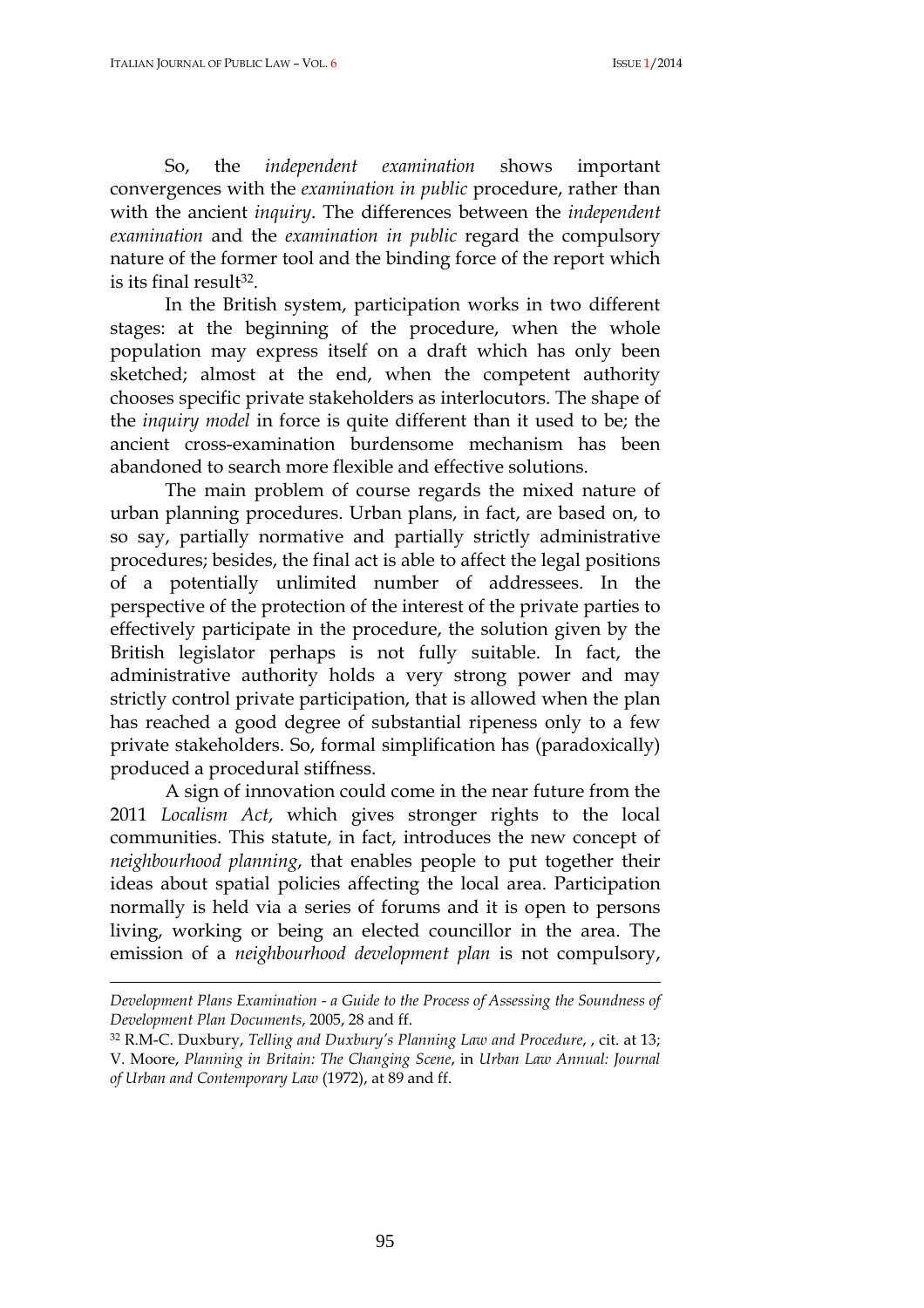So, the *independent examination* shows important convergences with the *examination in public* procedure, rather than with the ancient *inquiry*. The differences between the *independent examination* and the *examination in public* regard the compulsory nature of the former tool and the binding force of the report which is its final result[32].

In the British system, participation works in two different stages: at the beginning of the procedure, when the whole population may express itself on a draft which has only been sketched; almost at the end, when the competent authority chooses specific private stakeholders as interlocutors. The shape of the *inquiry model* in force is quite different than it used to be; the ancient cross-examination burdensome mechanism has been abandoned to search more flexible and effective solutions.

The main problem of course regards the mixed nature of urban planning procedures. Urban plans, in fact, are based on, to so say, partially normative and partially strictly administrative procedures; besides, the final act is able to affect the legal positions of a potentially unlimited number of addressees. In the perspective of the protection of the interest of the private parties to effectively participate in the procedure, the solution given by the British legislator perhaps is not fully suitable. In fact, the administrative authority holds a very strong power and may strictly control private participation, that is allowed when the plan has reached a good degree of substantial ripeness only to a few private stakeholders. So, formal simplification has (paradoxically) produced a procedural stiffness.

A sign of innovation could come in the near future from the 2011 *Localism Act*, which gives stronger rights to the local communities. This statute, in fact, introduces the new concept of *neighbourhood planning*, that enables people to put together their ideas about spatial policies affecting the local area. Participation normally is held via a series of forums and it is open to persons living, working or being an elected councillor in the area. The emission of a *neighbourhood development plan* is not compulsory,

---

*Development Plans Examination - a Guide to the Process of Assessing the Soundness of Development Plan Documents*, 2005, 28 and ff.

[32] R.M-C. Duxbury, *Telling and Duxbury's Planning Law and Procedure*, , cit. at 13; V. Moore, *Planning in Britain: The Changing Scene*, in *Urban Law Annual: Journal of Urban and Contemporary Law* (1972), at 89 and ff.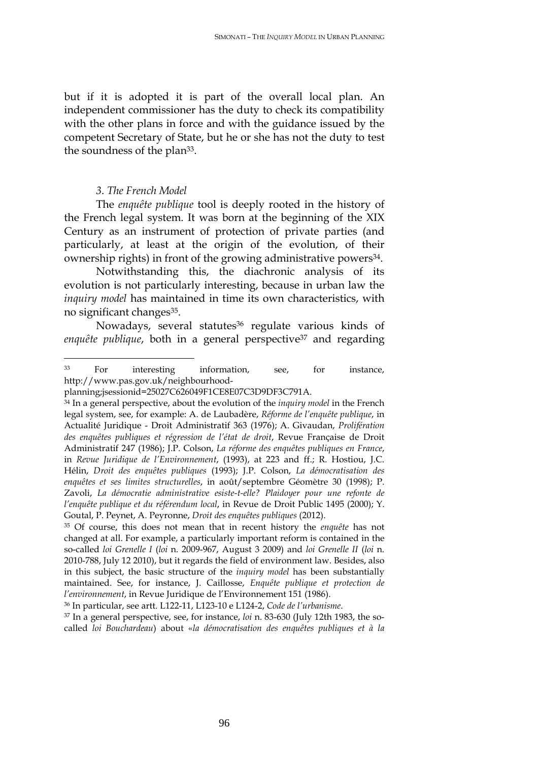but if it is adopted it is part of the overall local plan. An independent commissioner has the duty to check its compatibility with the other plans in force and with the guidance issued by the competent Secretary of State, but he or she has not the duty to test the soundness of the plan[33].

### *3. The French Model*

The *enquête publique* tool is deeply rooted in the history of the French legal system. It was born at the beginning of the XIX Century as an instrument of protection of private parties (and particularly, at least at the origin of the evolution, of their ownership rights) in front of the growing administrative powers[34].

Notwithstanding this, the diachronic analysis of its evolution is not particularly interesting, because in urban law the *inquiry model* has maintained in time its own characteristics, with no significant changes[35].

Nowadays, several statutes[36] regulate various kinds of *enquête publique*, both in a general perspective[37] and regarding

---

[33] For interesting information, see, for instance, http://www.pas.gov.uk/neighbourhood-planning;jsessionid=25027C626049F1CE8E07C3D9DF3C791A.

[34] In a general perspective, about the evolution of the *inquiry model* in the French legal system, see, for example: A. de Laubadère, *Réforme de l'enquête publique*, in Actualité Juridique - Droit Administratif 363 (1976); A. Givaudan, *Prolifération des enquêtes publiques et régression de l'état de droit*, Revue Française de Droit Administratif 247 (1986); J.P. Colson, *La réforme des enquêtes publiques en France*, in *Revue Juridique de l'Environnement*, (1993), at 223 and ff.; R. Hostiou, J.C. Hélin, *Droit des enquêtes publiques* (1993); J.P. Colson, *La démocratisation des enquêtes et ses limites structurelles*, in août/septembre Géomètre 30 (1998); P. Zavoli, *La démocratie administrative esiste-t-elle? Plaidoyer pour une refonte de l'enquête publique et du référendum local*, in Revue de Droit Public 1495 (2000); Y. Goutal, P. Peynet, A. Peyronne, *Droit des enquêtes publiques* (2012).

[35] Of course, this does not mean that in recent history the *enquête* has not changed at all. For example, a particularly important reform is contained in the so-called *loi Grenelle I* (*loi* n. 2009-967, August 3 2009) and *loi Grenelle II* (*loi* n. 2010-788, July 12 2010), but it regards the field of environment law. Besides, also in this subject, the basic structure of the *inquiry model* has been substantially maintained. See, for instance, J. Caillosse, *Enquête publique et protection de l'environnement*, in Revue Juridique de l'Environnement 151 (1986).

[36] In particular, see artt. L122-11, L123-10 e L124-2, *Code de l'urbanisme*.

[37] In a general perspective, see, for instance, *loi* n. 83-630 (July 12th 1983, the so-called *loi Bouchardeau*) about «*la démocratisation des enquêtes publiques et à la*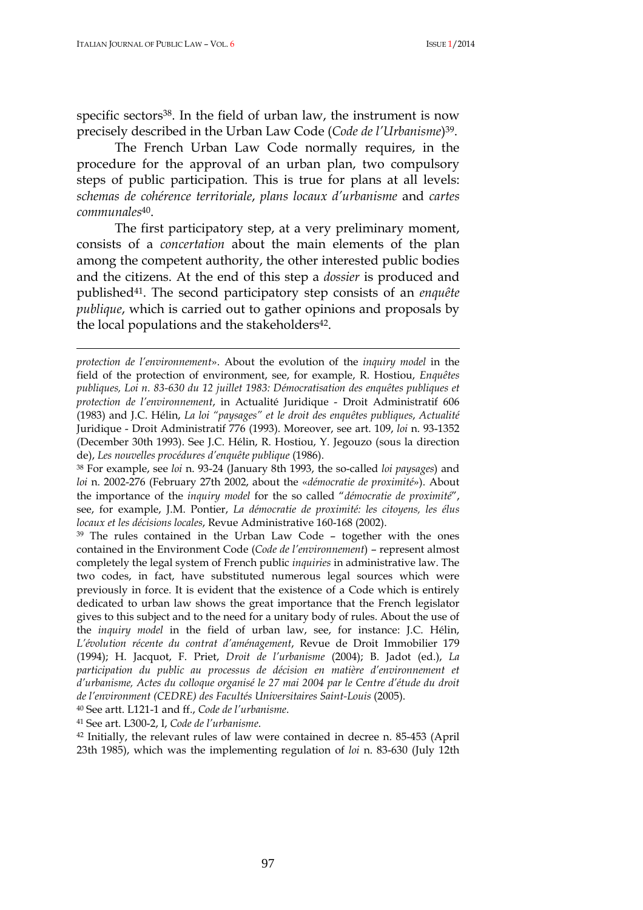specific sectors[38]. In the field of urban law, the instrument is now precisely described in the Urban Law Code (*Code de l'Urbanisme*)[39].

The French Urban Law Code normally requires, in the procedure for the approval of an urban plan, two compulsory steps of public participation. This is true for plans at all levels: *schemas de cohérence territoriale*, *plans locaux d'urbanisme* and *cartes communales*[40].

The first participatory step, at a very preliminary moment, consists of a *concertation* about the main elements of the plan among the competent authority, the other interested public bodies and the citizens. At the end of this step a *dossier* is produced and published[41]. The second participatory step consists of an *enquête publique*, which is carried out to gather opinions and proposals by the local populations and the stakeholders[42].

---

*protection de l'environnement*». About the evolution of the *inquiry model* in the field of the protection of environment, see, for example, R. Hostiou, *Enquêtes publiques, Loi n. 83-630 du 12 juillet 1983: Démocratisation des enquêtes publiques et protection de l'environnement*, in Actualité Juridique - Droit Administratif 606 (1983) and J.C. Hélin, *La loi "paysages" et le droit des enquêtes publiques*, *Actualité* Juridique - Droit Administratif 776 (1993). Moreover, see art. 109, *loi* n. 93-1352 (December 30th 1993). See J.C. Hélin, R. Hostiou, Y. Jegouzo (sous la direction de), *Les nouvelles procédures d'enquête publique* (1986).

[38] For example, see *loi* n. 93-24 (January 8th 1993, the so-called *loi paysages*) and *loi* n. 2002-276 (February 27th 2002, about the «*démocratie de proximité*»). About the importance of the *inquiry model* for the so called "*démocratie de proximité*", see, for example, J.M. Pontier, *La démocratie de proximité: les citoyens, les élus locaux et les décisions locales*, Revue Administrative 160-168 (2002).

[39] The rules contained in the Urban Law Code – together with the ones contained in the Environment Code (*Code de l'environnement*) – represent almost completely the legal system of French public *inquiries* in administrative law. The two codes, in fact, have substituted numerous legal sources which were previously in force. It is evident that the existence of a Code which is entirely dedicated to urban law shows the great importance that the French legislator gives to this subject and to the need for a unitary body of rules. About the use of the *inquiry model* in the field of urban law, see, for instance: J.C. Hélin, *L'évolution récente du contrat d'aménagement*, Revue de Droit Immobilier 179 (1994); H. Jacquot, F. Priet, *Droit de l'urbanisme* (2004); B. Jadot (ed.), *La participation du public au processus de décision en matière d'environnement et d'urbanisme, Actes du colloque organisé le 27 mai 2004 par le Centre d'étude du droit de l'environment (CEDRE) des Facultés Universitaires Saint-Louis* (2005).

[40] See artt. L121-1 and ff., *Code de l'urbanisme*.

[41] See art. L300-2, I, *Code de l'urbanisme*.

[42] Initially, the relevant rules of law were contained in decree n. 85-453 (April 23th 1985), which was the implementing regulation of *loi* n. 83-630 (July 12th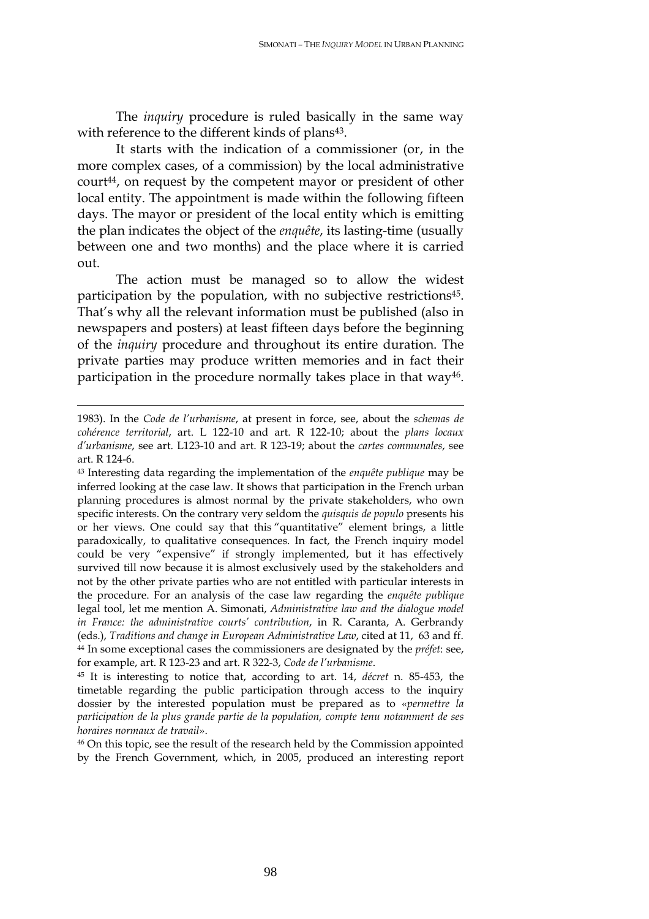The *inquiry* procedure is ruled basically in the same way with reference to the different kinds of plans[43].

It starts with the indication of a commissioner (or, in the more complex cases, of a commission) by the local administrative court[44], on request by the competent mayor or president of other local entity. The appointment is made within the following fifteen days. The mayor or president of the local entity which is emitting the plan indicates the object of the *enquête*, its lasting-time (usually between one and two months) and the place where it is carried out.

The action must be managed so to allow the widest participation by the population, with no subjective restrictions[45]. That's why all the relevant information must be published (also in newspapers and posters) at least fifteen days before the beginning of the *inquiry* procedure and throughout its entire duration. The private parties may produce written memories and in fact their participation in the procedure normally takes place in that way[46].

---

1983). In the *Code de l'urbanisme*, at present in force, see, about the *schemas de cohérence territorial*, art. L 122-10 and art. R 122-10; about the *plans locaux d'urbanisme*, see art. L123-10 and art. R 123-19; about the *cartes communales*, see art. R 124-6.

[43] Interesting data regarding the implementation of the *enquête publique* may be inferred looking at the case law. It shows that participation in the French urban planning procedures is almost normal by the private stakeholders, who own specific interests. On the contrary very seldom the *quisquis de populo* presents his or her views. One could say that this "quantitative" element brings, a little paradoxically, to qualitative consequences. In fact, the French inquiry model could be very "expensive" if strongly implemented, but it has effectively survived till now because it is almost exclusively used by the stakeholders and not by the other private parties who are not entitled with particular interests in the procedure. For an analysis of the case law regarding the *enquête publique* legal tool, let me mention A. Simonati, *Administrative law and the dialogue model in France: the administrative courts' contribution*, in R. Caranta, A. Gerbrandy (eds.), *Traditions and change in European Administrative Law*, cited at 11, 63 and ff.

[44] In some exceptional cases the commissioners are designated by the *préfet*: see, for example, art. R 123-23 and art. R 322-3, *Code de l'urbanisme*.

[45] It is interesting to notice that, according to art. 14, *décret* n. 85-453, the timetable regarding the public participation through access to the inquiry dossier by the interested population must be prepared as to «*permettre la participation de la plus grande partie de la population, compte tenu notamment de ses horaires normaux de travail*».

[46] On this topic, see the result of the research held by the Commission appointed by the French Government, which, in 2005, produced an interesting report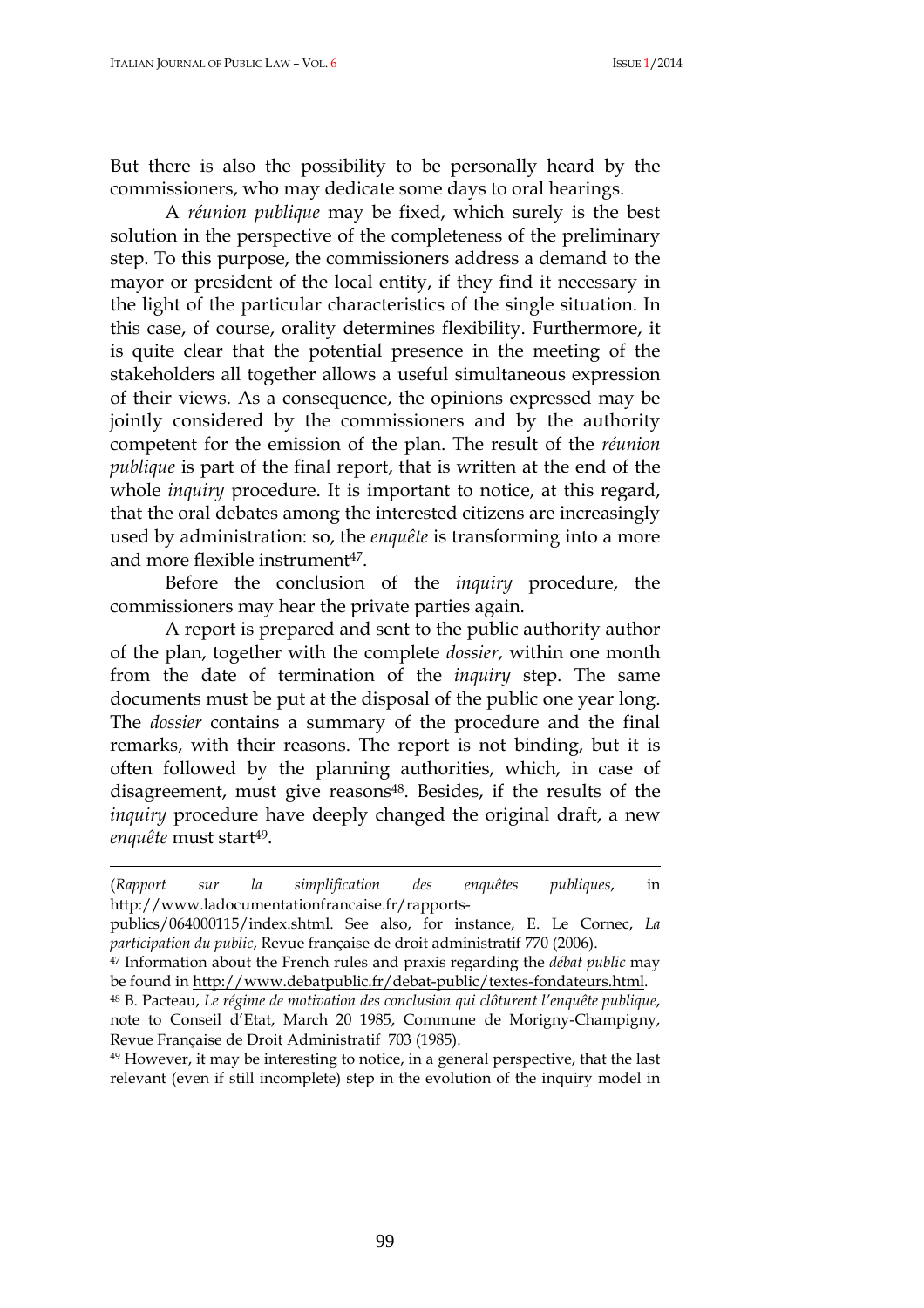But there is also the possibility to be personally heard by the commissioners, who may dedicate some days to oral hearings.

A *réunion publique* may be fixed, which surely is the best solution in the perspective of the completeness of the preliminary step. To this purpose, the commissioners address a demand to the mayor or president of the local entity, if they find it necessary in the light of the particular characteristics of the single situation. In this case, of course, orality determines flexibility. Furthermore, it is quite clear that the potential presence in the meeting of the stakeholders all together allows a useful simultaneous expression of their views. As a consequence, the opinions expressed may be jointly considered by the commissioners and by the authority competent for the emission of the plan. The result of the *réunion publique* is part of the final report, that is written at the end of the whole *inquiry* procedure. It is important to notice, at this regard, that the oral debates among the interested citizens are increasingly used by administration: so, the *enquête* is transforming into a more and more flexible instrument[47].

Before the conclusion of the *inquiry* procedure, the commissioners may hear the private parties again.

A report is prepared and sent to the public authority author of the plan, together with the complete *dossier*, within one month from the date of termination of the *inquiry* step. The same documents must be put at the disposal of the public one year long. The *dossier* contains a summary of the procedure and the final remarks, with their reasons. The report is not binding, but it is often followed by the planning authorities, which, in case of disagreement, must give reasons[48]. Besides, if the results of the *inquiry* procedure have deeply changed the original draft, a new *enquête* must start[49].

---

(*Rapport sur la simplification des enquêtes publiques*, in http://www.ladocumentationfrancaise.fr/rapports-publics/064000115/index.shtml. See also, for instance, E. Le Cornec, *La participation du public*, Revue française de droit administratif 770 (2006).

[47] Information about the French rules and praxis regarding the *débat public* may be found in http://www.debatpublic.fr/debat-public/textes-fondateurs.html.

[48] B. Pacteau, *Le régime de motivation des conclusion qui clôturent l'enquête publique*, note to Conseil d'Etat, March 20 1985, Commune de Morigny-Champigny, Revue Française de Droit Administratif 703 (1985).

[49] However, it may be interesting to notice, in a general perspective, that the last relevant (even if still incomplete) step in the evolution of the inquiry model in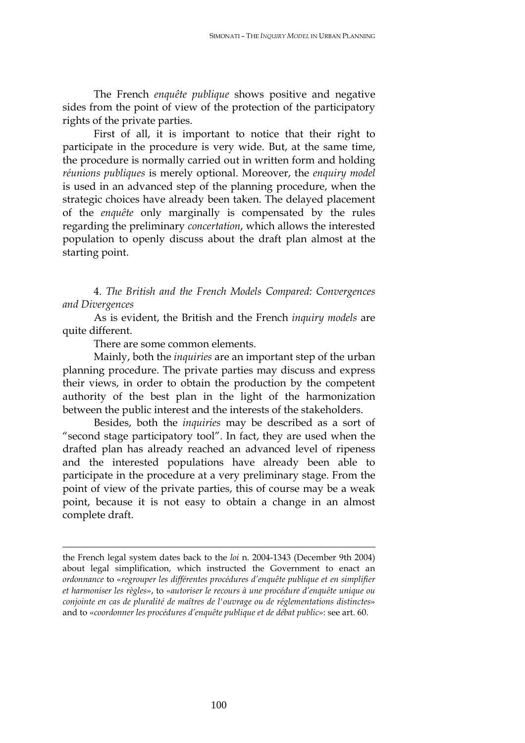The French *enquête publique* shows positive and negative sides from the point of view of the protection of the participatory rights of the private parties.

First of all, it is important to notice that their right to participate in the procedure is very wide. But, at the same time, the procedure is normally carried out in written form and holding *réunions publiques* is merely optional. Moreover, the *enquiry model* is used in an advanced step of the planning procedure, when the strategic choices have already been taken. The delayed placement of the *enquête* only marginally is compensated by the rules regarding the preliminary *concertation*, which allows the interested population to openly discuss about the draft plan almost at the starting point.

## 4. *The British and the French Models Compared: Convergences and Divergences*

As is evident, the British and the French *inquiry models* are quite different.

There are some common elements.

Mainly, both the *inquiries* are an important step of the urban planning procedure. The private parties may discuss and express their views, in order to obtain the production by the competent authority of the best plan in the light of the harmonization between the public interest and the interests of the stakeholders.

Besides, both the *inquiries* may be described as a sort of "second stage participatory tool". In fact, they are used when the drafted plan has already reached an advanced level of ripeness and the interested populations have already been able to participate in the procedure at a very preliminary stage. From the point of view of the private parties, this of course may be a weak point, because it is not easy to obtain a change in an almost complete draft.

---

the French legal system dates back to the *loi* n. 2004-1343 (December 9th 2004) about legal simplification, which instructed the Government to enact an *ordonnance* to «*regrouper les différentes procédures d'enquête publique et en simplifier et harmoniser les règles*», to «*autoriser le recours à une procédure d'enquête unique ou conjointe en cas de pluralité de maîtres de l'ouvrage ou de réglementations distinctes*» and to «*coordonner les procédures d'enquête publique et de débat public*»: see art. 60.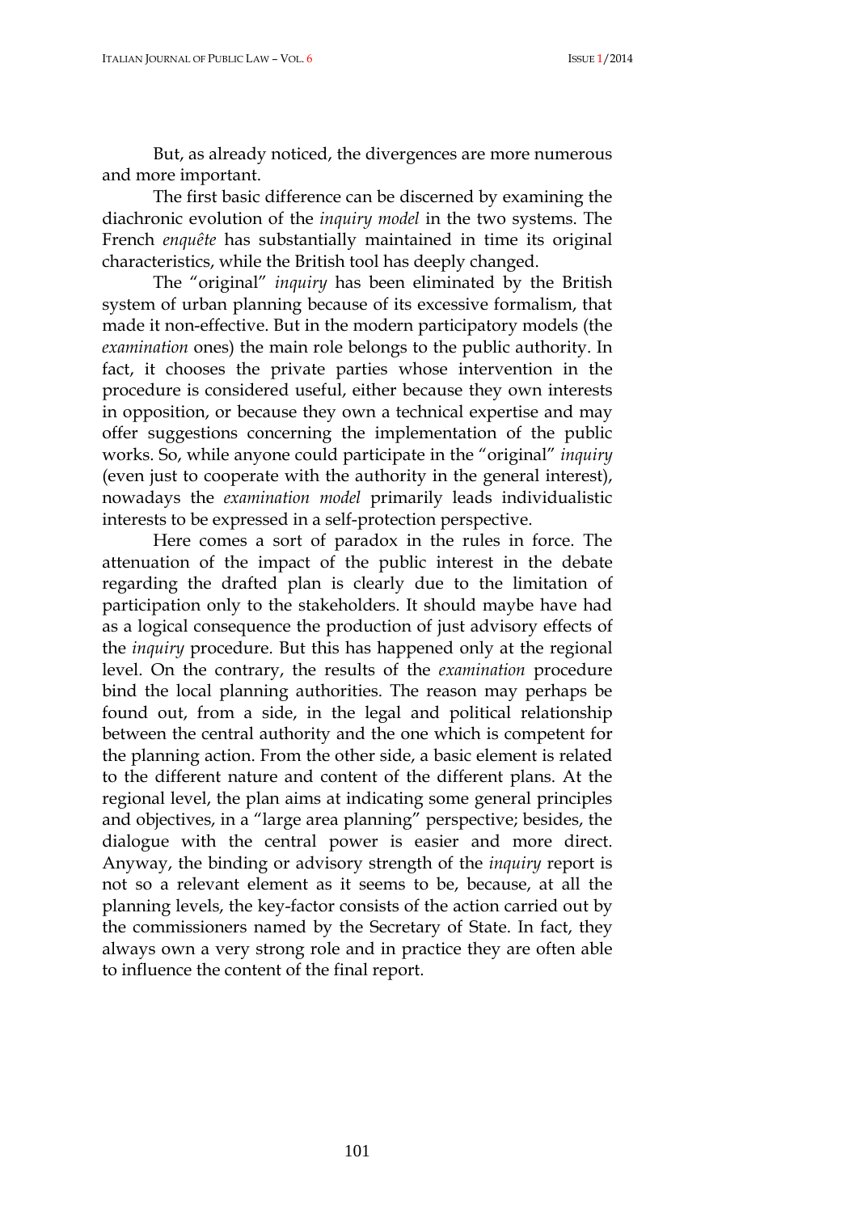But, as already noticed, the divergences are more numerous and more important.

The first basic difference can be discerned by examining the diachronic evolution of the *inquiry model* in the two systems. The French *enquête* has substantially maintained in time its original characteristics, while the British tool has deeply changed.

The "original" *inquiry* has been eliminated by the British system of urban planning because of its excessive formalism, that made it non-effective. But in the modern participatory models (the *examination* ones) the main role belongs to the public authority. In fact, it chooses the private parties whose intervention in the procedure is considered useful, either because they own interests in opposition, or because they own a technical expertise and may offer suggestions concerning the implementation of the public works. So, while anyone could participate in the "original" *inquiry* (even just to cooperate with the authority in the general interest), nowadays the *examination model* primarily leads individualistic interests to be expressed in a self-protection perspective.

Here comes a sort of paradox in the rules in force. The attenuation of the impact of the public interest in the debate regarding the drafted plan is clearly due to the limitation of participation only to the stakeholders. It should maybe have had as a logical consequence the production of just advisory effects of the *inquiry* procedure. But this has happened only at the regional level. On the contrary, the results of the *examination* procedure bind the local planning authorities. The reason may perhaps be found out, from a side, in the legal and political relationship between the central authority and the one which is competent for the planning action. From the other side, a basic element is related to the different nature and content of the different plans. At the regional level, the plan aims at indicating some general principles and objectives, in a "large area planning" perspective; besides, the dialogue with the central power is easier and more direct. Anyway, the binding or advisory strength of the *inquiry* report is not so a relevant element as it seems to be, because, at all the planning levels, the key-factor consists of the action carried out by the commissioners named by the Secretary of State. In fact, they always own a very strong role and in practice they are often able to influence the content of the final report.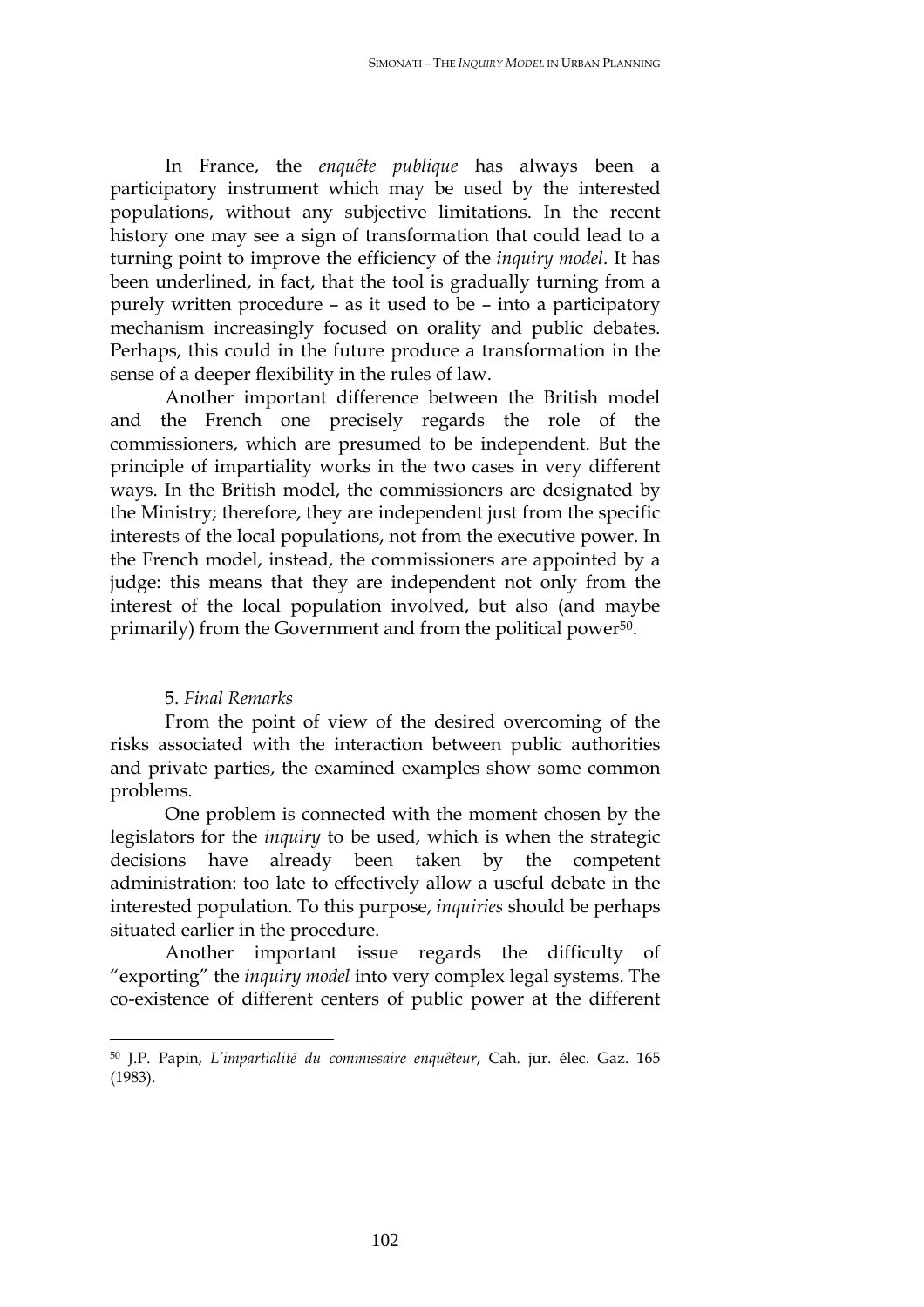In France, the *enquête publique* has always been a participatory instrument which may be used by the interested populations, without any subjective limitations. In the recent history one may see a sign of transformation that could lead to a turning point to improve the efficiency of the *inquiry model*. It has been underlined, in fact, that the tool is gradually turning from a purely written procedure – as it used to be – into a participatory mechanism increasingly focused on orality and public debates. Perhaps, this could in the future produce a transformation in the sense of a deeper flexibility in the rules of law.

Another important difference between the British model and the French one precisely regards the role of the commissioners, which are presumed to be independent. But the principle of impartiality works in the two cases in very different ways. In the British model, the commissioners are designated by the Ministry; therefore, they are independent just from the specific interests of the local populations, not from the executive power. In the French model, instead, the commissioners are appointed by a judge: this means that they are independent not only from the interest of the local population involved, but also (and maybe primarily) from the Government and from the political power[50].

## 5. *Final Remarks*

From the point of view of the desired overcoming of the risks associated with the interaction between public authorities and private parties, the examined examples show some common problems.

One problem is connected with the moment chosen by the legislators for the *inquiry* to be used, which is when the strategic decisions have already been taken by the competent administration: too late to effectively allow a useful debate in the interested population. To this purpose, *inquiries* should be perhaps situated earlier in the procedure.

Another important issue regards the difficulty of "exporting" the *inquiry model* into very complex legal systems. The co-existence of different centers of public power at the different

---

[50] J.P. Papin, *L'impartialité du commissaire enquêteur*, Cah. jur. élec. Gaz. 165 (1983).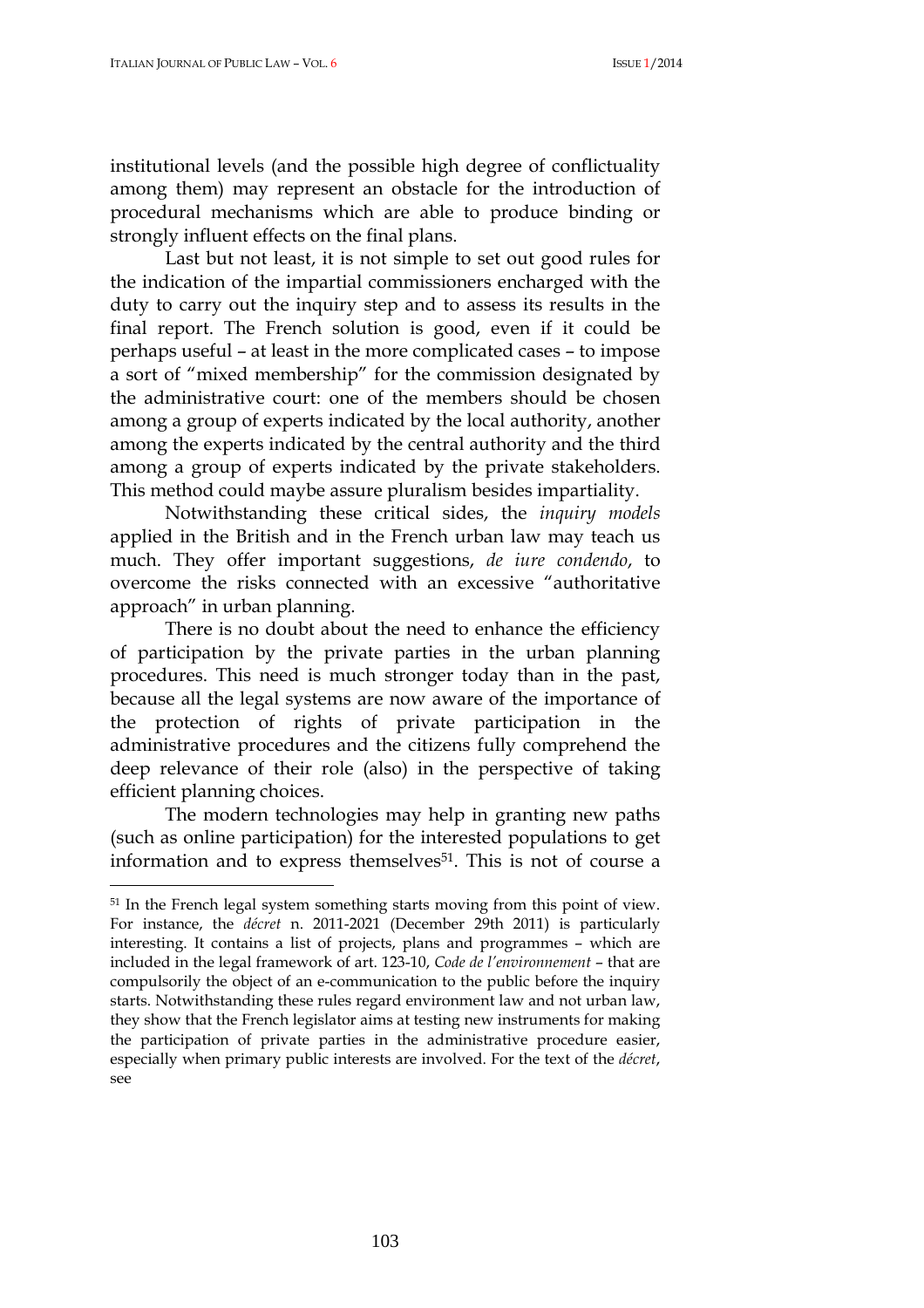institutional levels (and the possible high degree of conflictuality among them) may represent an obstacle for the introduction of procedural mechanisms which are able to produce binding or strongly influent effects on the final plans.

Last but not least, it is not simple to set out good rules for the indication of the impartial commissioners encharged with the duty to carry out the inquiry step and to assess its results in the final report. The French solution is good, even if it could be perhaps useful – at least in the more complicated cases – to impose a sort of "mixed membership" for the commission designated by the administrative court: one of the members should be chosen among a group of experts indicated by the local authority, another among the experts indicated by the central authority and the third among a group of experts indicated by the private stakeholders. This method could maybe assure pluralism besides impartiality.

Notwithstanding these critical sides, the *inquiry models* applied in the British and in the French urban law may teach us much. They offer important suggestions, *de iure condendo*, to overcome the risks connected with an excessive "authoritative approach" in urban planning.

There is no doubt about the need to enhance the efficiency of participation by the private parties in the urban planning procedures. This need is much stronger today than in the past, because all the legal systems are now aware of the importance of the protection of rights of private participation in the administrative procedures and the citizens fully comprehend the deep relevance of their role (also) in the perspective of taking efficient planning choices.

The modern technologies may help in granting new paths (such as online participation) for the interested populations to get information and to express themselves[51]. This is not of course a

[51] In the French legal system something starts moving from this point of view. For instance, the *décret* n. 2011-2021 (December 29th 2011) is particularly interesting. It contains a list of projects, plans and programmes – which are included in the legal framework of art. 123-10, *Code de l'environnement* – that are compulsorily the object of an e-communication to the public before the inquiry starts. Notwithstanding these rules regard environment law and not urban law, they show that the French legislator aims at testing new instruments for making the participation of private parties in the administrative procedure easier, especially when primary public interests are involved. For the text of the *décret*, see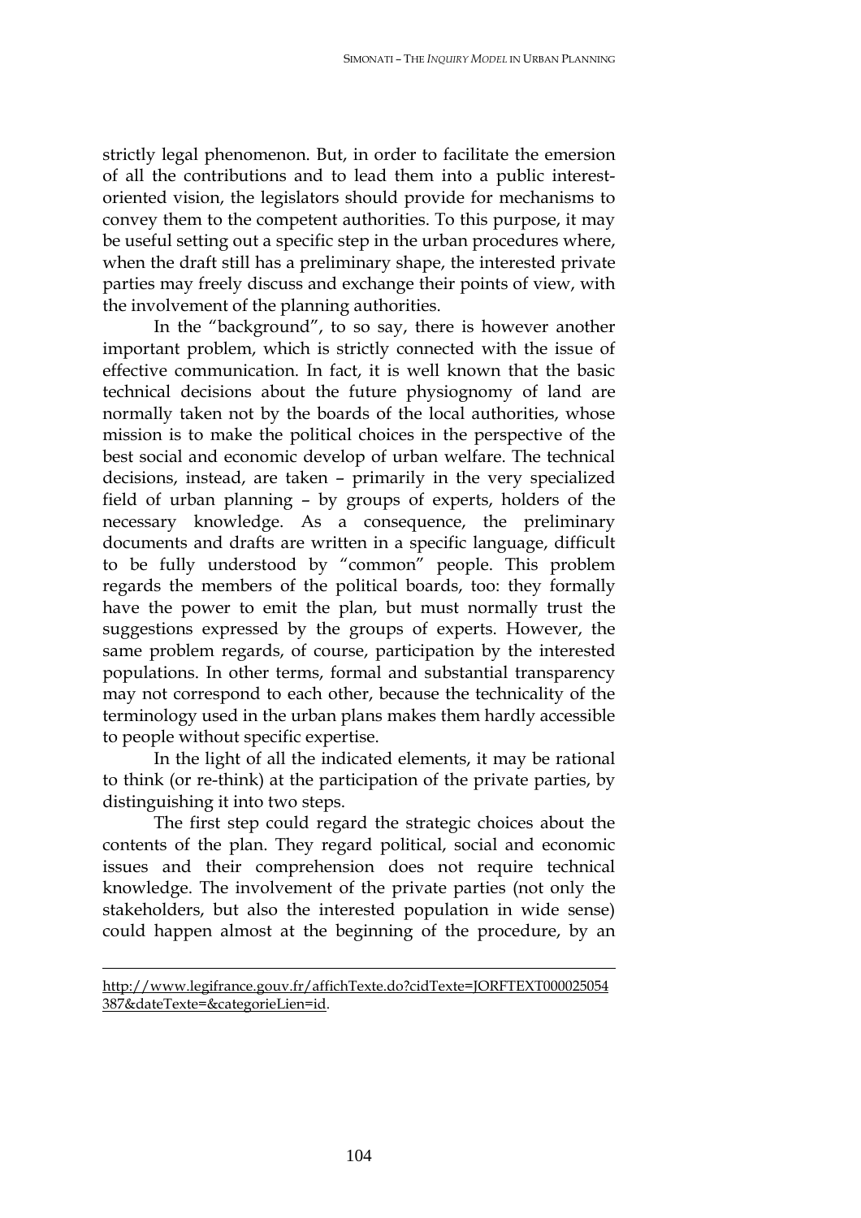strictly legal phenomenon. But, in order to facilitate the emersion of all the contributions and to lead them into a public interest-oriented vision, the legislators should provide for mechanisms to convey them to the competent authorities. To this purpose, it may be useful setting out a specific step in the urban procedures where, when the draft still has a preliminary shape, the interested private parties may freely discuss and exchange their points of view, with the involvement of the planning authorities.

In the "background", to so say, there is however another important problem, which is strictly connected with the issue of effective communication. In fact, it is well known that the basic technical decisions about the future physiognomy of land are normally taken not by the boards of the local authorities, whose mission is to make the political choices in the perspective of the best social and economic develop of urban welfare. The technical decisions, instead, are taken – primarily in the very specialized field of urban planning – by groups of experts, holders of the necessary knowledge. As a consequence, the preliminary documents and drafts are written in a specific language, difficult to be fully understood by "common" people. This problem regards the members of the political boards, too: they formally have the power to emit the plan, but must normally trust the suggestions expressed by the groups of experts. However, the same problem regards, of course, participation by the interested populations. In other terms, formal and substantial transparency may not correspond to each other, because the technicality of the terminology used in the urban plans makes them hardly accessible to people without specific expertise.

In the light of all the indicated elements, it may be rational to think (or re-think) at the participation of the private parties, by distinguishing it into two steps.

The first step could regard the strategic choices about the contents of the plan. They regard political, social and economic issues and their comprehension does not require technical knowledge. The involvement of the private parties (not only the stakeholders, but also the interested population in wide sense) could happen almost at the beginning of the procedure, by an

http://www.legifrance.gouv.fr/affichTexte.do?cidTexte=JORFTEXT000025054387&dateTexte=&categorieLien=id.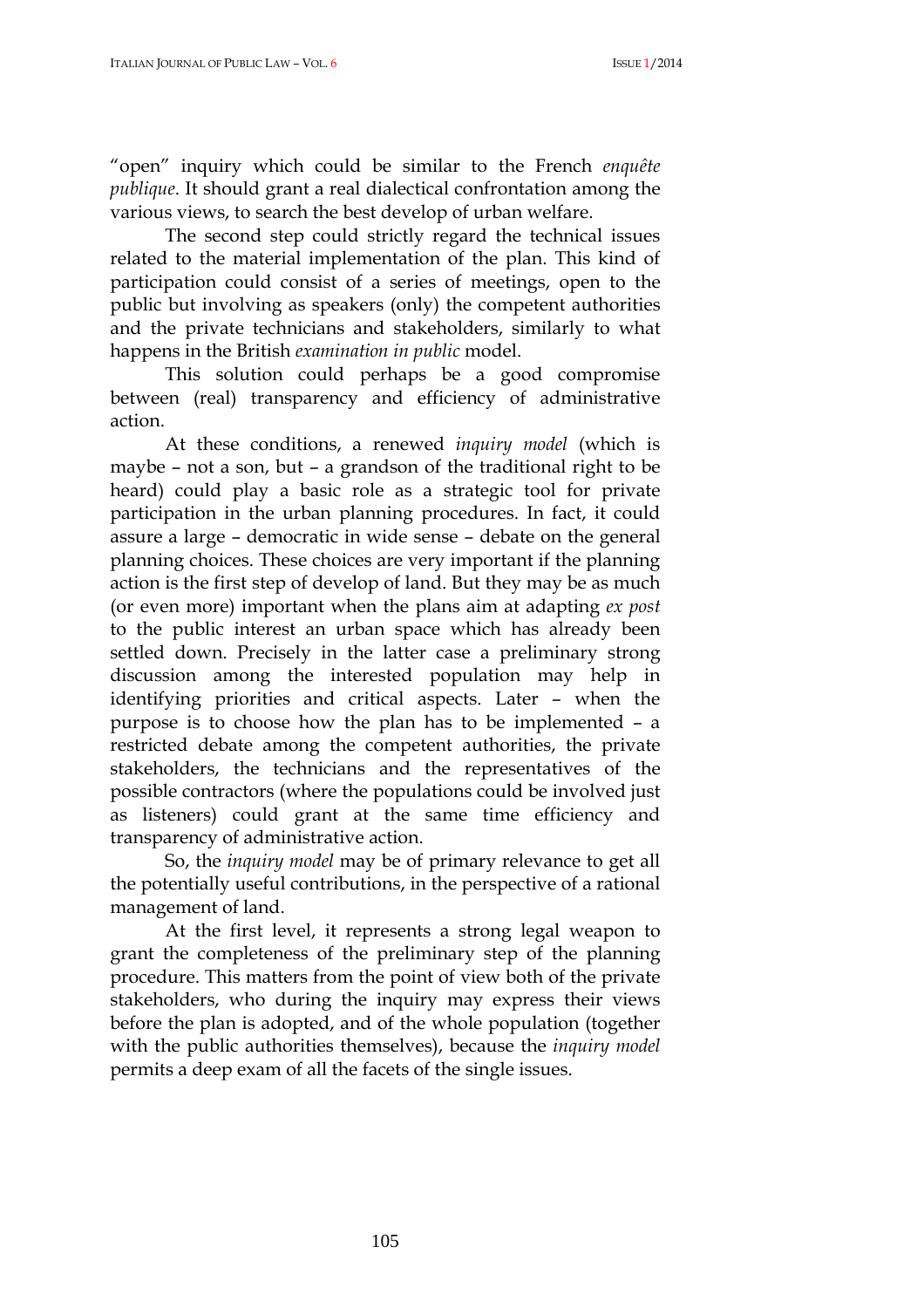"open" inquiry which could be similar to the French *enquête publique*. It should grant a real dialectical confrontation among the various views, to search the best develop of urban welfare.

The second step could strictly regard the technical issues related to the material implementation of the plan. This kind of participation could consist of a series of meetings, open to the public but involving as speakers (only) the competent authorities and the private technicians and stakeholders, similarly to what happens in the British *examination in public* model.

This solution could perhaps be a good compromise between (real) transparency and efficiency of administrative action.

At these conditions, a renewed *inquiry model* (which is maybe – not a son, but – a grandson of the traditional right to be heard) could play a basic role as a strategic tool for private participation in the urban planning procedures. In fact, it could assure a large – democratic in wide sense – debate on the general planning choices. These choices are very important if the planning action is the first step of develop of land. But they may be as much (or even more) important when the plans aim at adapting *ex post* to the public interest an urban space which has already been settled down. Precisely in the latter case a preliminary strong discussion among the interested population may help in identifying priorities and critical aspects. Later – when the purpose is to choose how the plan has to be implemented – a restricted debate among the competent authorities, the private stakeholders, the technicians and the representatives of the possible contractors (where the populations could be involved just as listeners) could grant at the same time efficiency and transparency of administrative action.

So, the *inquiry model* may be of primary relevance to get all the potentially useful contributions, in the perspective of a rational management of land.

At the first level, it represents a strong legal weapon to grant the completeness of the preliminary step of the planning procedure. This matters from the point of view both of the private stakeholders, who during the inquiry may express their views before the plan is adopted, and of the whole population (together with the public authorities themselves), because the *inquiry model* permits a deep exam of all the facets of the single issues.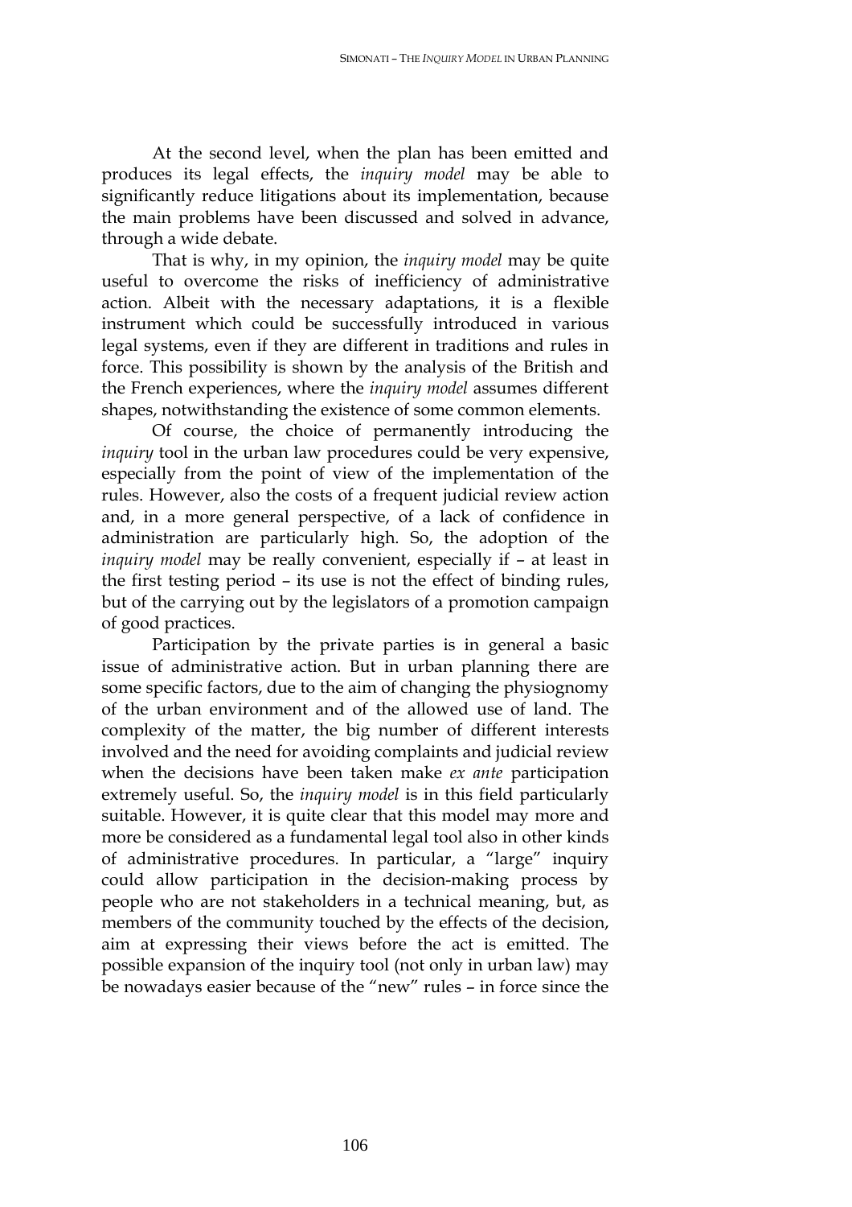At the second level, when the plan has been emitted and produces its legal effects, the *inquiry model* may be able to significantly reduce litigations about its implementation, because the main problems have been discussed and solved in advance, through a wide debate.

That is why, in my opinion, the *inquiry model* may be quite useful to overcome the risks of inefficiency of administrative action. Albeit with the necessary adaptations, it is a flexible instrument which could be successfully introduced in various legal systems, even if they are different in traditions and rules in force. This possibility is shown by the analysis of the British and the French experiences, where the *inquiry model* assumes different shapes, notwithstanding the existence of some common elements.

Of course, the choice of permanently introducing the *inquiry* tool in the urban law procedures could be very expensive, especially from the point of view of the implementation of the rules. However, also the costs of a frequent judicial review action and, in a more general perspective, of a lack of confidence in administration are particularly high. So, the adoption of the *inquiry model* may be really convenient, especially if – at least in the first testing period – its use is not the effect of binding rules, but of the carrying out by the legislators of a promotion campaign of good practices.

Participation by the private parties is in general a basic issue of administrative action. But in urban planning there are some specific factors, due to the aim of changing the physiognomy of the urban environment and of the allowed use of land. The complexity of the matter, the big number of different interests involved and the need for avoiding complaints and judicial review when the decisions have been taken make *ex ante* participation extremely useful. So, the *inquiry model* is in this field particularly suitable. However, it is quite clear that this model may more and more be considered as a fundamental legal tool also in other kinds of administrative procedures. In particular, a "large" inquiry could allow participation in the decision-making process by people who are not stakeholders in a technical meaning, but, as members of the community touched by the effects of the decision, aim at expressing their views before the act is emitted. The possible expansion of the inquiry tool (not only in urban law) may be nowadays easier because of the "new" rules – in force since the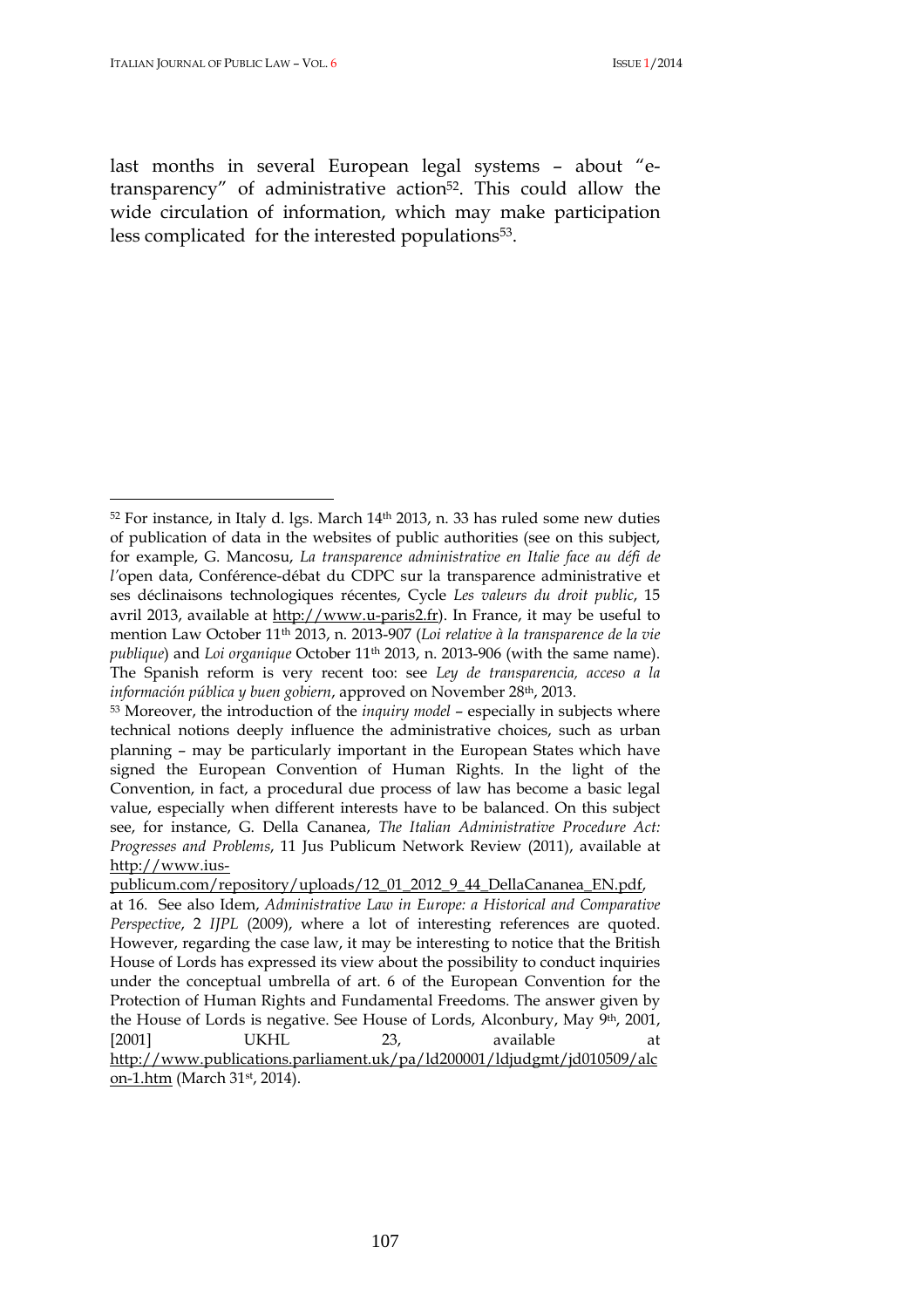last months in several European legal systems – about "e-transparency" of administrative action[52]. This could allow the wide circulation of information, which may make participation less complicated for the interested populations[53].

---

[52] For instance, in Italy d. lgs. March 14th 2013, n. 33 has ruled some new duties of publication of data in the websites of public authorities (see on this subject, for example, G. Mancosu, *La transparence administrative en Italie face au défi de l'*open data, Conférence-débat du CDPC sur la transparence administrative et ses déclinaisons technologiques récentes, Cycle *Les valeurs du droit public*, 15 avril 2013, available at http://www.u-paris2.fr). In France, it may be useful to mention Law October 11th 2013, n. 2013-907 (*Loi relative à la transparence de la vie publique*) and *Loi organique* October 11th 2013, n. 2013-906 (with the same name). The Spanish reform is very recent too: see *Ley de transparencia, acceso a la información pública y buen gobierno*, approved on November 28th, 2013.

[53] Moreover, the introduction of the *inquiry model* – especially in subjects where technical notions deeply influence the administrative choices, such as urban planning – may be particularly important in the European States which have signed the European Convention of Human Rights. In the light of the Convention, in fact, a procedural due process of law has become a basic legal value, especially when different interests have to be balanced. On this subject see, for instance, G. Della Cananea, *The Italian Administrative Procedure Act: Progresses and Problems*, 11 Jus Publicum Network Review (2011), available at http://www.ius-publicum.com/repository/uploads/12_01_2012_9_44_DellaCananea_EN.pdf, at 16. See also Idem, *Administrative Law in Europe: a Historical and Comparative Perspective*, 2 *IJPL* (2009), where a lot of interesting references are quoted. However, regarding the case law, it may be interesting to notice that the British House of Lords has expressed its view about the possibility to conduct inquiries under the conceptual umbrella of art. 6 of the European Convention for the Protection of Human Rights and Fundamental Freedoms. The answer given by the House of Lords is negative. See House of Lords, Alconbury, May 9th, 2001, [2001] UKHL 23, available at http://www.publications.parliament.uk/pa/ld200001/ldjudgmt/jd010509/alcon-1.htm (March 31st, 2014).